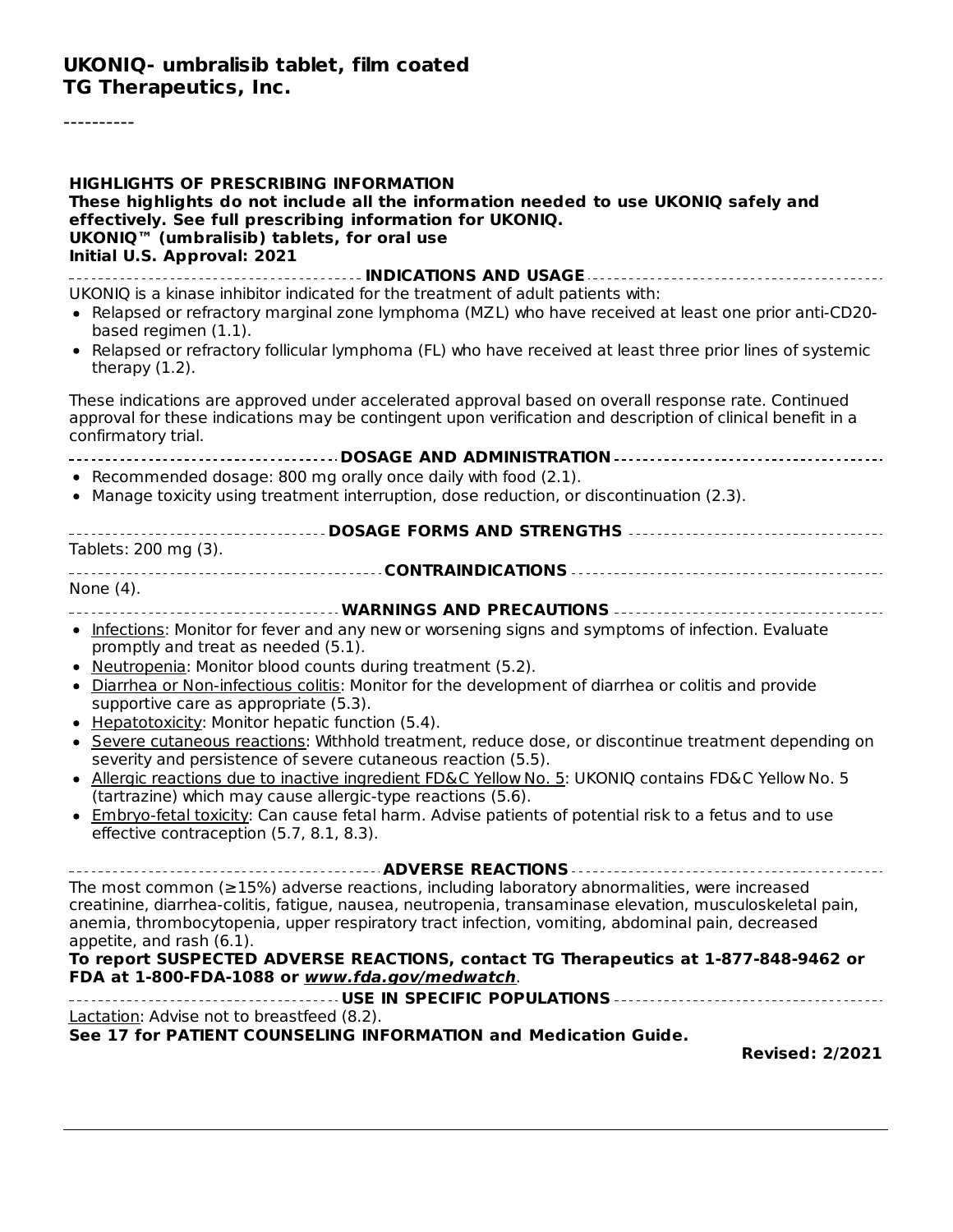# UKONIQ- umbralisib tablet, film coated
## TG Therapeutics, Inc.

----------

**HIGHLIGHTS OF PRESCRIBING INFORMATION**
**These highlights do not include all the information needed to use UKONIQ safely and effectively. See full prescribing information for UKONIQ.**
**UKONIQ™ (umbralisib) tablets, for oral use**
**Initial U.S. Approval: 2021**

**INDICATIONS AND USAGE**

UKONIQ is a kinase inhibitor indicated for the treatment of adult patients with:

- Relapsed or refractory marginal zone lymphoma (MZL) who have received at least one prior anti-CD20-based regimen (1.1).
- Relapsed or refractory follicular lymphoma (FL) who have received at least three prior lines of systemic therapy (1.2).

These indications are approved under accelerated approval based on overall response rate. Continued approval for these indications may be contingent upon verification and description of clinical benefit in a confirmatory trial.

**DOSAGE AND ADMINISTRATION**

- Recommended dosage: 800 mg orally once daily with food (2.1).
- Manage toxicity using treatment interruption, dose reduction, or discontinuation (2.3).

**DOSAGE FORMS AND STRENGTHS**

Tablets: 200 mg (3).

**CONTRAINDICATIONS**

None (4).

**WARNINGS AND PRECAUTIONS**

- Infections: Monitor for fever and any new or worsening signs and symptoms of infection. Evaluate promptly and treat as needed (5.1).
- Neutropenia: Monitor blood counts during treatment (5.2).
- Diarrhea or Non-infectious colitis: Monitor for the development of diarrhea or colitis and provide supportive care as appropriate (5.3).
- Hepatotoxicity: Monitor hepatic function (5.4).
- Severe cutaneous reactions: Withhold treatment, reduce dose, or discontinue treatment depending on severity and persistence of severe cutaneous reaction (5.5).
- Allergic reactions due to inactive ingredient FD&C Yellow No. 5: UKONIQ contains FD&C Yellow No. 5 (tartrazine) which may cause allergic-type reactions (5.6).
- Embryo-fetal toxicity: Can cause fetal harm. Advise patients of potential risk to a fetus and to use effective contraception (5.7, 8.1, 8.3).

**ADVERSE REACTIONS**

The most common (≥15%) adverse reactions, including laboratory abnormalities, were increased creatinine, diarrhea-colitis, fatigue, nausea, neutropenia, transaminase elevation, musculoskeletal pain, anemia, thrombocytopenia, upper respiratory tract infection, vomiting, abdominal pain, decreased appetite, and rash (6.1).

**To report SUSPECTED ADVERSE REACTIONS, contact TG Therapeutics at 1-877-848-9462 or FDA at 1-800-FDA-1088 or *www.fda.gov/medwatch*.**

**USE IN SPECIFIC POPULATIONS**

Lactation: Advise not to breastfeed (8.2).

**See 17 for PATIENT COUNSELING INFORMATION and Medication Guide.**

**Revised: 2/2021**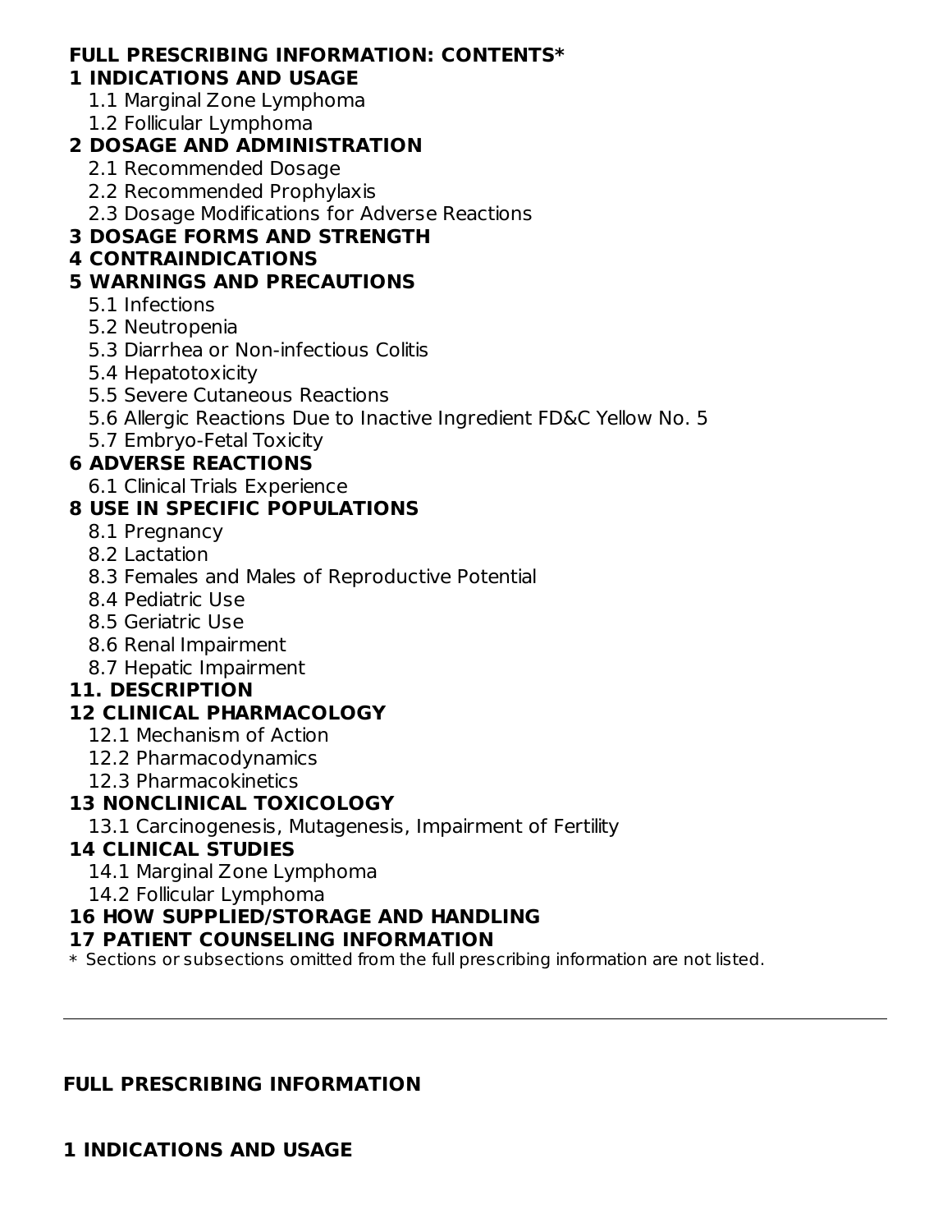**FULL PRESCRIBING INFORMATION: CONTENTS***

**1 INDICATIONS AND USAGE**

- 1.1 Marginal Zone Lymphoma
- 1.2 Follicular Lymphoma

**2 DOSAGE AND ADMINISTRATION**

- 2.1 Recommended Dosage
- 2.2 Recommended Prophylaxis
- 2.3 Dosage Modifications for Adverse Reactions

**3 DOSAGE FORMS AND STRENGTH**

**4 CONTRAINDICATIONS**

**5 WARNINGS AND PRECAUTIONS**

- 5.1 Infections
- 5.2 Neutropenia
- 5.3 Diarrhea or Non-infectious Colitis
- 5.4 Hepatotoxicity
- 5.5 Severe Cutaneous Reactions
- 5.6 Allergic Reactions Due to Inactive Ingredient FD&C Yellow No. 5
- 5.7 Embryo-Fetal Toxicity

**6 ADVERSE REACTIONS**

- 6.1 Clinical Trials Experience

**8 USE IN SPECIFIC POPULATIONS**

- 8.1 Pregnancy
- 8.2 Lactation
- 8.3 Females and Males of Reproductive Potential
- 8.4 Pediatric Use
- 8.5 Geriatric Use
- 8.6 Renal Impairment
- 8.7 Hepatic Impairment

**11. DESCRIPTION**

**12 CLINICAL PHARMACOLOGY**

- 12.1 Mechanism of Action
- 12.2 Pharmacodynamics
- 12.3 Pharmacokinetics

**13 NONCLINICAL TOXICOLOGY**

- 13.1 Carcinogenesis, Mutagenesis, Impairment of Fertility

**14 CLINICAL STUDIES**

- 14.1 Marginal Zone Lymphoma
- 14.2 Follicular Lymphoma

**16 HOW SUPPLIED/STORAGE AND HANDLING**

**17 PATIENT COUNSELING INFORMATION**

* Sections or subsections omitted from the full prescribing information are not listed.

---

## FULL PRESCRIBING INFORMATION

## 1 INDICATIONS AND USAGE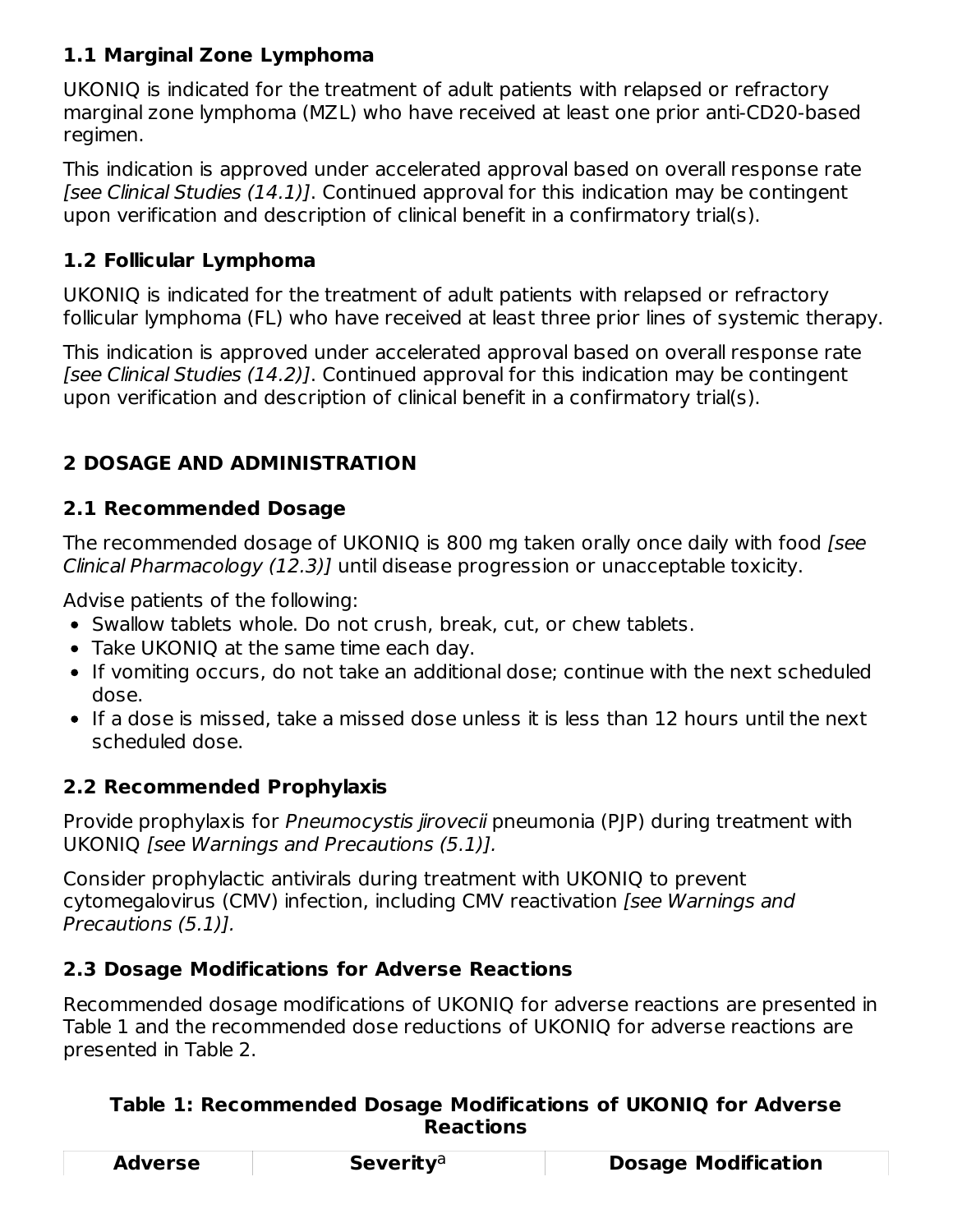### 1.1 Marginal Zone Lymphoma

UKONIQ is indicated for the treatment of adult patients with relapsed or refractory marginal zone lymphoma (MZL) who have received at least one prior anti-CD20-based regimen.

This indication is approved under accelerated approval based on overall response rate *[see Clinical Studies (14.1)]*. Continued approval for this indication may be contingent upon verification and description of clinical benefit in a confirmatory trial(s).

### 1.2 Follicular Lymphoma

UKONIQ is indicated for the treatment of adult patients with relapsed or refractory follicular lymphoma (FL) who have received at least three prior lines of systemic therapy.

This indication is approved under accelerated approval based on overall response rate *[see Clinical Studies (14.2)]*. Continued approval for this indication may be contingent upon verification and description of clinical benefit in a confirmatory trial(s).

## 2 DOSAGE AND ADMINISTRATION

### 2.1 Recommended Dosage

The recommended dosage of UKONIQ is 800 mg taken orally once daily with food *[see Clinical Pharmacology (12.3)]* until disease progression or unacceptable toxicity.

Advise patients of the following:

- Swallow tablets whole. Do not crush, break, cut, or chew tablets.
- Take UKONIQ at the same time each day.
- If vomiting occurs, do not take an additional dose; continue with the next scheduled dose.
- If a dose is missed, take a missed dose unless it is less than 12 hours until the next scheduled dose.

### 2.2 Recommended Prophylaxis

Provide prophylaxis for *Pneumocystis jirovecii* pneumonia (PJP) during treatment with UKONIQ *[see Warnings and Precautions (5.1)].*

Consider prophylactic antivirals during treatment with UKONIQ to prevent cytomegalovirus (CMV) infection, including CMV reactivation *[see Warnings and Precautions (5.1)].*

### 2.3 Dosage Modifications for Adverse Reactions

Recommended dosage modifications of UKONIQ for adverse reactions are presented in Table 1 and the recommended dose reductions of UKONIQ for adverse reactions are presented in Table 2.

**Table 1: Recommended Dosage Modifications of UKONIQ for Adverse Reactions**

| Adverse | Severity[a] | Dosage Modification |
|---|---|---|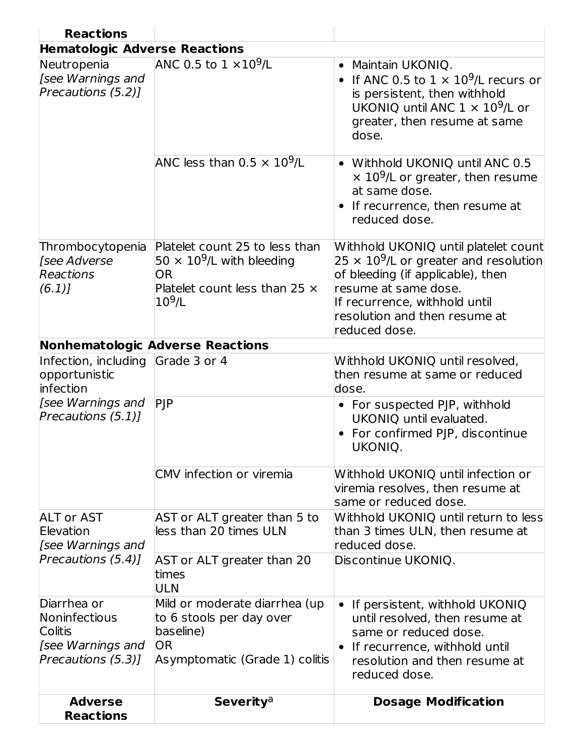| Adverse Reactions | Severity[a] | Dosage Modification |
|---|---|---|
| **Hematologic Adverse Reactions** | | |
| Neutropenia *[see Warnings and Precautions (5.2)]* | ANC 0.5 to 1 $\times 10^9$/L | • Maintain UKONIQ. • If ANC 0.5 to 1 $\times$ $10^9$/L recurs or is persistent, then withhold UKONIQ until ANC 1 $\times$ $10^9$/L or greater, then resume at same dose. |
| | ANC less than 0.5 $\times$ $10^9$/L | • Withhold UKONIQ until ANC 0.5 $\times$ $10^9$/L or greater, then resume at same dose. • If recurrence, then resume at reduced dose. |
| Thrombocytopenia *[see Adverse Reactions (6.1)]* | Platelet count 25 to less than 50 $\times$ $10^9$/L with bleeding OR Platelet count less than 25 $\times$ $10^9$/L | Withhold UKONIQ until platelet count 25 $\times$ $10^9$/L or greater and resolution of bleeding (if applicable), then resume at same dose. If recurrence, withhold until resolution and then resume at reduced dose. |
| **Nonhematologic Adverse Reactions** | | |
| Infection, including opportunistic infection *[see Warnings and Precautions (5.1)]* | Grade 3 or 4 | Withhold UKONIQ until resolved, then resume at same or reduced dose. |
| | PJP | • For suspected PJP, withhold UKONIQ until evaluated. • For confirmed PJP, discontinue UKONIQ. |
| | CMV infection or viremia | Withhold UKONIQ until infection or viremia resolves, then resume at same or reduced dose. |
| ALT or AST Elevation *[see Warnings and Precautions (5.4)]* | AST or ALT greater than 5 to less than 20 times ULN | Withhold UKONIQ until return to less than 3 times ULN, then resume at reduced dose. |
| | AST or ALT greater than 20 times ULN | Discontinue UKONIQ. |
| Diarrhea or Noninfectious Colitis *[see Warnings and Precautions (5.3)]* | Mild or moderate diarrhea (up to 6 stools per day over baseline) OR Asymptomatic (Grade 1) colitis | • If persistent, withhold UKONIQ until resolved, then resume at same or reduced dose. • If recurrence, withhold until resolution and then resume at reduced dose. |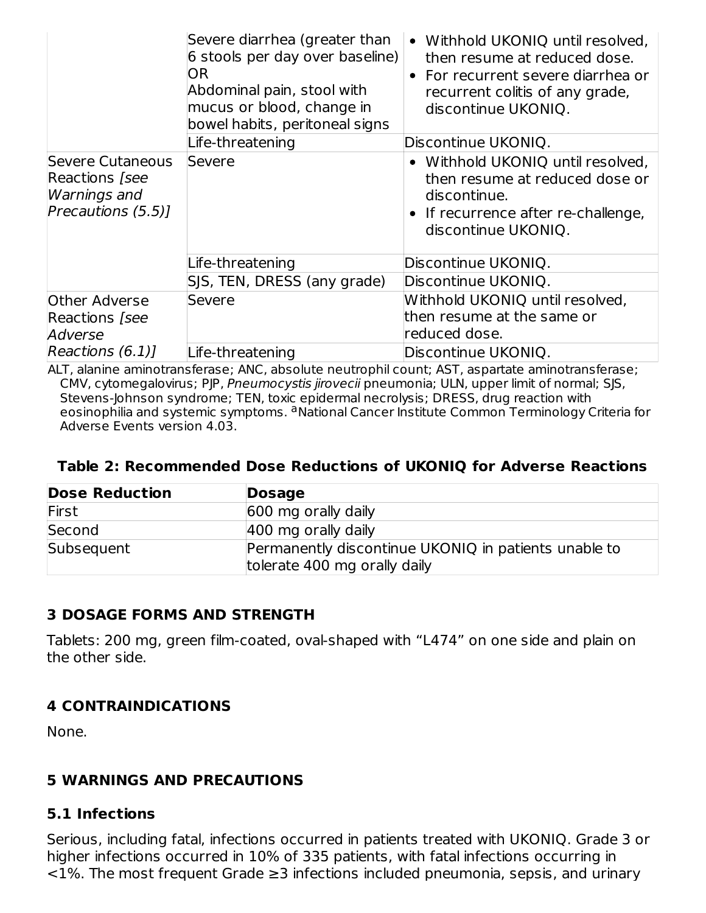| | | |
|---|---|---|
| | Severe diarrhea (greater than 6 stools per day over baseline) OR Abdominal pain, stool with mucus or blood, change in bowel habits, peritoneal signs | • Withhold UKONIQ until resolved, then resume at reduced dose. • For recurrent severe diarrhea or recurrent colitis of any grade, discontinue UKONIQ. |
| | Life-threatening | Discontinue UKONIQ. |
| Severe Cutaneous Reactions *[see Warnings and Precautions (5.5)]* | Severe | • Withhold UKONIQ until resolved, then resume at reduced dose or discontinue. • If recurrence after re-challenge, discontinue UKONIQ. |
| | Life-threatening | Discontinue UKONIQ. |
| | SJS, TEN, DRESS (any grade) | Discontinue UKONIQ. |
| Other Adverse Reactions *[see Adverse Reactions (6.1)]* | Severe | Withhold UKONIQ until resolved, then resume at the same or reduced dose. |
| | Life-threatening | Discontinue UKONIQ. |

ALT, alanine aminotransferase; ANC, absolute neutrophil count; AST, aspartate aminotransferase; CMV, cytomegalovirus; PJP, *Pneumocystis jirovecii* pneumonia; ULN, upper limit of normal; SJS, Stevens-Johnson syndrome; TEN, toxic epidermal necrolysis; DRESS, drug reaction with eosinophilia and systemic symptoms. [a]National Cancer Institute Common Terminology Criteria for Adverse Events version 4.03.

**Table 2: Recommended Dose Reductions of UKONIQ for Adverse Reactions**

| Dose Reduction | Dosage |
|---|---|
| First | 600 mg orally daily |
| Second | 400 mg orally daily |
| Subsequent | Permanently discontinue UKONIQ in patients unable to tolerate 400 mg orally daily |

## 3 DOSAGE FORMS AND STRENGTH

Tablets: 200 mg, green film-coated, oval-shaped with "L474" on one side and plain on the other side.

## 4 CONTRAINDICATIONS

None.

## 5 WARNINGS AND PRECAUTIONS

### 5.1 Infections

Serious, including fatal, infections occurred in patients treated with UKONIQ. Grade 3 or higher infections occurred in 10% of 335 patients, with fatal infections occurring in <1%. The most frequent Grade ≥3 infections included pneumonia, sepsis, and urinary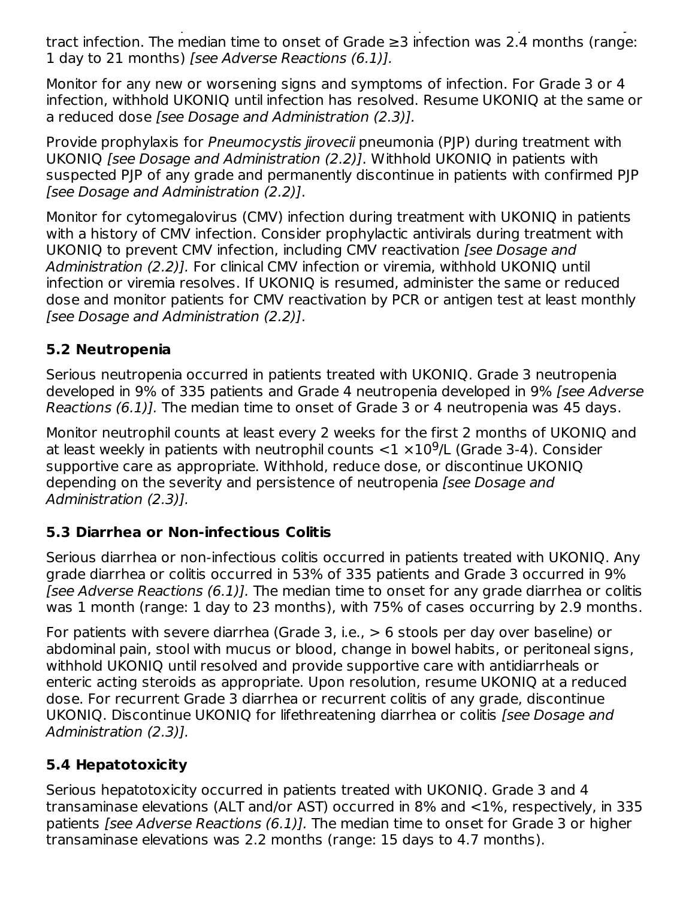tract infection. The median time to onset of Grade ≥3 infection was 2.4 months (range: 1 day to 21 months) *[see Adverse Reactions (6.1)].*

Monitor for any new or worsening signs and symptoms of infection. For Grade 3 or 4 infection, withhold UKONIQ until infection has resolved. Resume UKONIQ at the same or a reduced dose *[see Dosage and Administration (2.3)].*

Provide prophylaxis for *Pneumocystis jirovecii* pneumonia (PJP) during treatment with UKONIQ *[see Dosage and Administration (2.2)]*. Withhold UKONIQ in patients with suspected PJP of any grade and permanently discontinue in patients with confirmed PJP *[see Dosage and Administration (2.2)]*.

Monitor for cytomegalovirus (CMV) infection during treatment with UKONIQ in patients with a history of CMV infection. Consider prophylactic antivirals during treatment with UKONIQ to prevent CMV infection, including CMV reactivation *[see Dosage and Administration (2.2)].* For clinical CMV infection or viremia, withhold UKONIQ until infection or viremia resolves. If UKONIQ is resumed, administer the same or reduced dose and monitor patients for CMV reactivation by PCR or antigen test at least monthly *[see Dosage and Administration (2.2)]*.

## 5.2 Neutropenia

Serious neutropenia occurred in patients treated with UKONIQ. Grade 3 neutropenia developed in 9% of 335 patients and Grade 4 neutropenia developed in 9% *[see Adverse Reactions (6.1)].* The median time to onset of Grade 3 or 4 neutropenia was 45 days.

Monitor neutrophil counts at least every 2 weeks for the first 2 months of UKONIQ and at least weekly in patients with neutrophil counts $<1 \times 10^9$/L (Grade 3-4). Consider supportive care as appropriate. Withhold, reduce dose, or discontinue UKONIQ depending on the severity and persistence of neutropenia *[see Dosage and Administration (2.3)].*

## 5.3 Diarrhea or Non-infectious Colitis

Serious diarrhea or non-infectious colitis occurred in patients treated with UKONIQ. Any grade diarrhea or colitis occurred in 53% of 335 patients and Grade 3 occurred in 9% *[see Adverse Reactions (6.1)].* The median time to onset for any grade diarrhea or colitis was 1 month (range: 1 day to 23 months), with 75% of cases occurring by 2.9 months.

For patients with severe diarrhea (Grade 3, i.e., > 6 stools per day over baseline) or abdominal pain, stool with mucus or blood, change in bowel habits, or peritoneal signs, withhold UKONIQ until resolved and provide supportive care with antidiarrheals or enteric acting steroids as appropriate. Upon resolution, resume UKONIQ at a reduced dose. For recurrent Grade 3 diarrhea or recurrent colitis of any grade, discontinue UKONIQ. Discontinue UKONIQ for lifethreatening diarrhea or colitis *[see Dosage and Administration (2.3)].*

## 5.4 Hepatotoxicity

Serious hepatotoxicity occurred in patients treated with UKONIQ. Grade 3 and 4 transaminase elevations (ALT and/or AST) occurred in 8% and <1%, respectively, in 335 patients *[see Adverse Reactions (6.1)].* The median time to onset for Grade 3 or higher transaminase elevations was 2.2 months (range: 15 days to 4.7 months).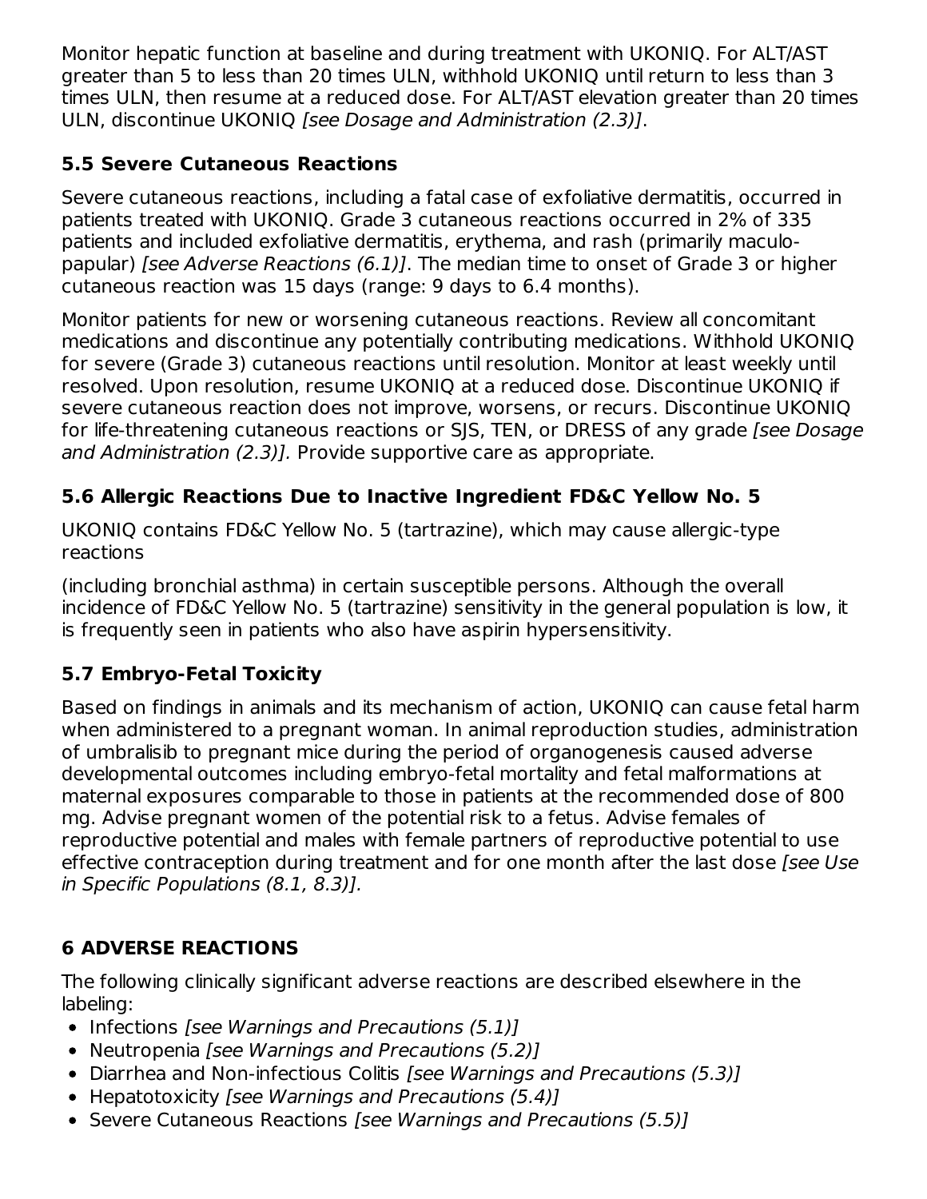Monitor hepatic function at baseline and during treatment with UKONIQ. For ALT/AST greater than 5 to less than 20 times ULN, withhold UKONIQ until return to less than 3 times ULN, then resume at a reduced dose. For ALT/AST elevation greater than 20 times ULN, discontinue UKONIQ *[see Dosage and Administration (2.3)]*.

### 5.5 Severe Cutaneous Reactions

Severe cutaneous reactions, including a fatal case of exfoliative dermatitis, occurred in patients treated with UKONIQ. Grade 3 cutaneous reactions occurred in 2% of 335 patients and included exfoliative dermatitis, erythema, and rash (primarily maculo-papular) *[see Adverse Reactions (6.1)]*. The median time to onset of Grade 3 or higher cutaneous reaction was 15 days (range: 9 days to 6.4 months).

Monitor patients for new or worsening cutaneous reactions. Review all concomitant medications and discontinue any potentially contributing medications. Withhold UKONIQ for severe (Grade 3) cutaneous reactions until resolution. Monitor at least weekly until resolved. Upon resolution, resume UKONIQ at a reduced dose. Discontinue UKONIQ if severe cutaneous reaction does not improve, worsens, or recurs. Discontinue UKONIQ for life-threatening cutaneous reactions or SJS, TEN, or DRESS of any grade *[see Dosage and Administration (2.3)].* Provide supportive care as appropriate.

### 5.6 Allergic Reactions Due to Inactive Ingredient FD&C Yellow No. 5

UKONIQ contains FD&C Yellow No. 5 (tartrazine), which may cause allergic-type reactions

(including bronchial asthma) in certain susceptible persons. Although the overall incidence of FD&C Yellow No. 5 (tartrazine) sensitivity in the general population is low, it is frequently seen in patients who also have aspirin hypersensitivity.

### 5.7 Embryo-Fetal Toxicity

Based on findings in animals and its mechanism of action, UKONIQ can cause fetal harm when administered to a pregnant woman. In animal reproduction studies, administration of umbralisib to pregnant mice during the period of organogenesis caused adverse developmental outcomes including embryo-fetal mortality and fetal malformations at maternal exposures comparable to those in patients at the recommended dose of 800 mg. Advise pregnant women of the potential risk to a fetus. Advise females of reproductive potential and males with female partners of reproductive potential to use effective contraception during treatment and for one month after the last dose *[see Use in Specific Populations (8.1, 8.3)].*

## 6 ADVERSE REACTIONS

The following clinically significant adverse reactions are described elsewhere in the labeling:

- Infections *[see Warnings and Precautions (5.1)]*
- Neutropenia *[see Warnings and Precautions (5.2)]*
- Diarrhea and Non-infectious Colitis *[see Warnings and Precautions (5.3)]*
- Hepatotoxicity *[see Warnings and Precautions (5.4)]*
- Severe Cutaneous Reactions *[see Warnings and Precautions (5.5)]*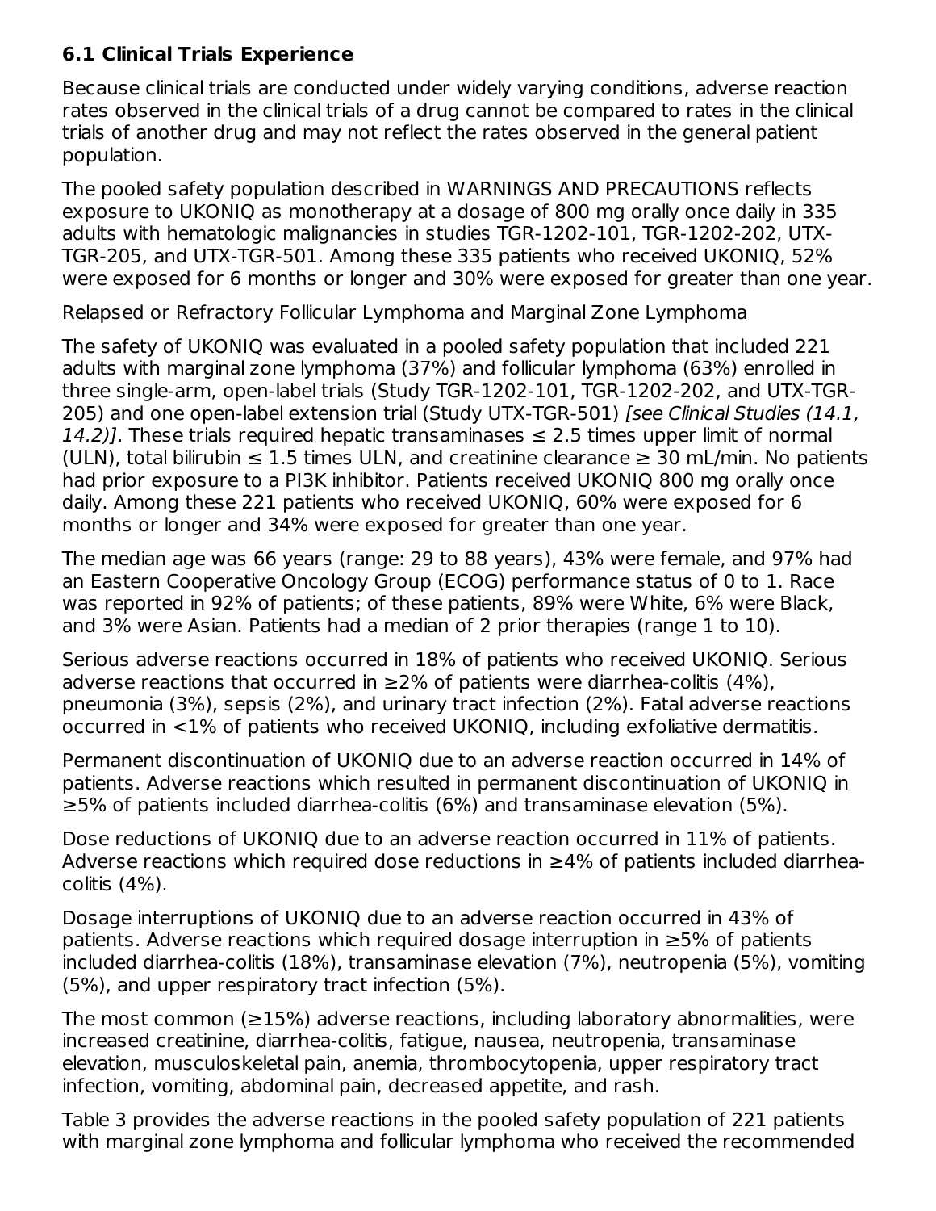### 6.1 Clinical Trials Experience

Because clinical trials are conducted under widely varying conditions, adverse reaction rates observed in the clinical trials of a drug cannot be compared to rates in the clinical trials of another drug and may not reflect the rates observed in the general patient population.

The pooled safety population described in WARNINGS AND PRECAUTIONS reflects exposure to UKONIQ as monotherapy at a dosage of 800 mg orally once daily in 335 adults with hematologic malignancies in studies TGR-1202-101, TGR-1202-202, UTX-TGR-205, and UTX-TGR-501. Among these 335 patients who received UKONIQ, 52% were exposed for 6 months or longer and 30% were exposed for greater than one year.

Relapsed or Refractory Follicular Lymphoma and Marginal Zone Lymphoma

The safety of UKONIQ was evaluated in a pooled safety population that included 221 adults with marginal zone lymphoma (37%) and follicular lymphoma (63%) enrolled in three single-arm, open-label trials (Study TGR-1202-101, TGR-1202-202, and UTX-TGR-205) and one open-label extension trial (Study UTX-TGR-501) *[see Clinical Studies (14.1, 14.2)]*. These trials required hepatic transaminases ≤ 2.5 times upper limit of normal (ULN), total bilirubin ≤ 1.5 times ULN, and creatinine clearance ≥ 30 mL/min. No patients had prior exposure to a PI3K inhibitor. Patients received UKONIQ 800 mg orally once daily. Among these 221 patients who received UKONIQ, 60% were exposed for 6 months or longer and 34% were exposed for greater than one year.

The median age was 66 years (range: 29 to 88 years), 43% were female, and 97% had an Eastern Cooperative Oncology Group (ECOG) performance status of 0 to 1. Race was reported in 92% of patients; of these patients, 89% were White, 6% were Black, and 3% were Asian. Patients had a median of 2 prior therapies (range 1 to 10).

Serious adverse reactions occurred in 18% of patients who received UKONIQ. Serious adverse reactions that occurred in ≥2% of patients were diarrhea-colitis (4%), pneumonia (3%), sepsis (2%), and urinary tract infection (2%). Fatal adverse reactions occurred in <1% of patients who received UKONIQ, including exfoliative dermatitis.

Permanent discontinuation of UKONIQ due to an adverse reaction occurred in 14% of patients. Adverse reactions which resulted in permanent discontinuation of UKONIQ in ≥5% of patients included diarrhea-colitis (6%) and transaminase elevation (5%).

Dose reductions of UKONIQ due to an adverse reaction occurred in 11% of patients. Adverse reactions which required dose reductions in ≥4% of patients included diarrhea-colitis (4%).

Dosage interruptions of UKONIQ due to an adverse reaction occurred in 43% of patients. Adverse reactions which required dosage interruption in ≥5% of patients included diarrhea-colitis (18%), transaminase elevation (7%), neutropenia (5%), vomiting (5%), and upper respiratory tract infection (5%).

The most common (≥15%) adverse reactions, including laboratory abnormalities, were increased creatinine, diarrhea-colitis, fatigue, nausea, neutropenia, transaminase elevation, musculoskeletal pain, anemia, thrombocytopenia, upper respiratory tract infection, vomiting, abdominal pain, decreased appetite, and rash.

Table 3 provides the adverse reactions in the pooled safety population of 221 patients with marginal zone lymphoma and follicular lymphoma who received the recommended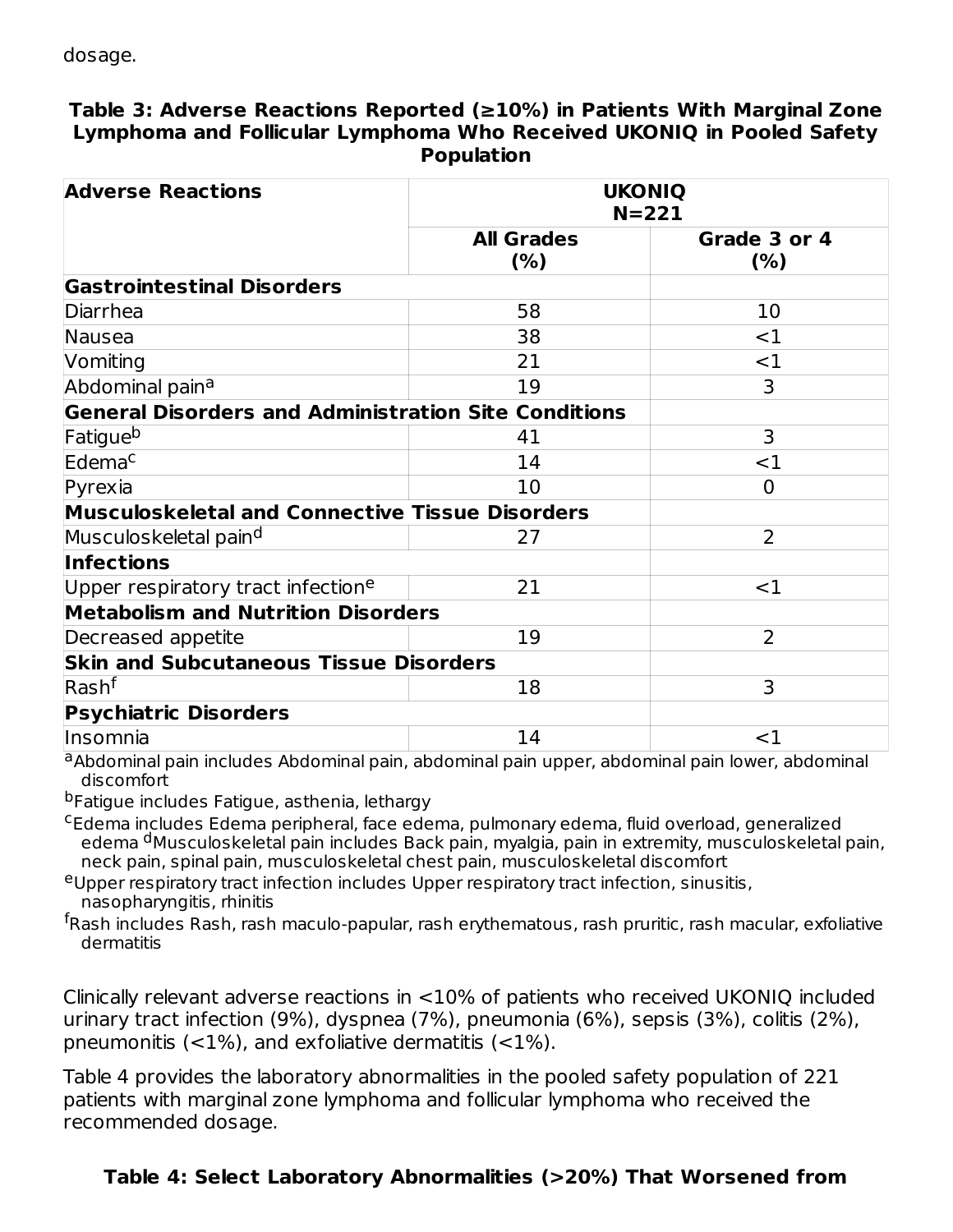dosage.

**Table 3: Adverse Reactions Reported (≥10%) in Patients With Marginal Zone Lymphoma and Follicular Lymphoma Who Received UKONIQ in Pooled Safety Population**

| Adverse Reactions | UKONIQ N=221 | |
|---|---|---|
| | **All Grades (%)** | **Grade 3 or 4 (%)** |
| **Gastrointestinal Disorders** | | |
| Diarrhea | 58 | 10 |
| Nausea | 38 | <1 |
| Vomiting | 21 | <1 |
| Abdominal pain[a] | 19 | 3 |
| **General Disorders and Administration Site Conditions** | | |
| Fatigue[b] | 41 | 3 |
| Edema[c] | 14 | <1 |
| Pyrexia | 10 | 0 |
| **Musculoskeletal and Connective Tissue Disorders** | | |
| Musculoskeletal pain[d] | 27 | 2 |
| **Infections** | | |
| Upper respiratory tract infection[e] | 21 | <1 |
| **Metabolism and Nutrition Disorders** | | |
| Decreased appetite | 19 | 2 |
| **Skin and Subcutaneous Tissue Disorders** | | |
| Rash[f] | 18 | 3 |
| **Psychiatric Disorders** | | |
| Insomnia | 14 | <1 |

[a]Abdominal pain includes Abdominal pain, abdominal pain upper, abdominal pain lower, abdominal discomfort

[b]Fatigue includes Fatigue, asthenia, lethargy

[c]Edema includes Edema peripheral, face edema, pulmonary edema, fluid overload, generalized edema [d]Musculoskeletal pain includes Back pain, myalgia, pain in extremity, musculoskeletal pain, neck pain, spinal pain, musculoskeletal chest pain, musculoskeletal discomfort

[e]Upper respiratory tract infection includes Upper respiratory tract infection, sinusitis, nasopharyngitis, rhinitis

[f]Rash includes Rash, rash maculo-papular, rash erythematous, rash pruritic, rash macular, exfoliative dermatitis

Clinically relevant adverse reactions in <10% of patients who received UKONIQ included urinary tract infection (9%), dyspnea (7%), pneumonia (6%), sepsis (3%), colitis (2%), pneumonitis (<1%), and exfoliative dermatitis (<1%).

Table 4 provides the laboratory abnormalities in the pooled safety population of 221 patients with marginal zone lymphoma and follicular lymphoma who received the recommended dosage.

**Table 4: Select Laboratory Abnormalities (>20%) That Worsened from**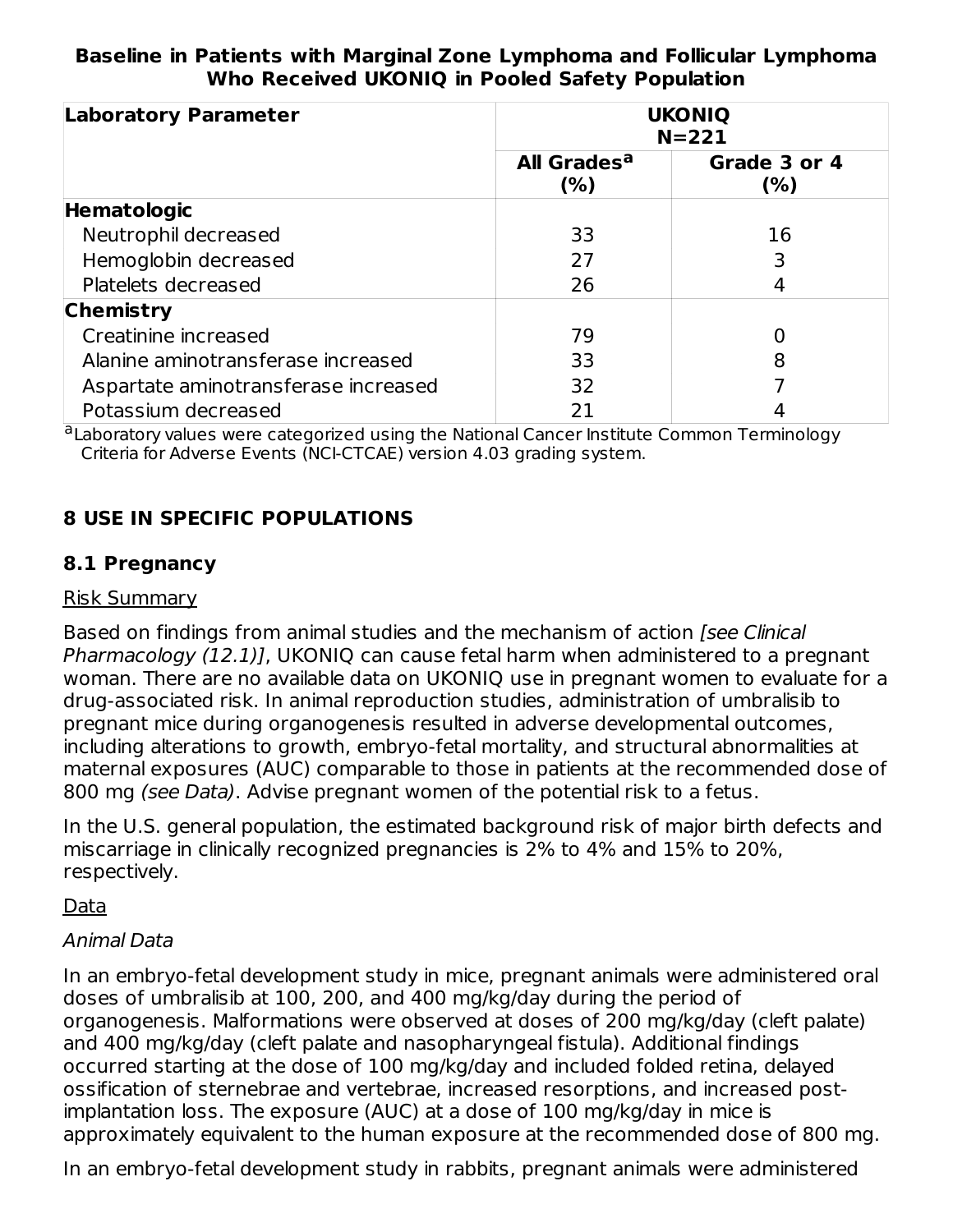**Baseline in Patients with Marginal Zone Lymphoma and Follicular Lymphoma Who Received UKONIQ in Pooled Safety Population**

| Laboratory Parameter | UKONIQ N=221 | |
|---|---|---|
| | All Grades[a] (%) | Grade 3 or 4 (%) |
| **Hematologic** | | |
| Neutrophil decreased | 33 | 16 |
| Hemoglobin decreased | 27 | 3 |
| Platelets decreased | 26 | 4 |
| **Chemistry** | | |
| Creatinine increased | 79 | 0 |
| Alanine aminotransferase increased | 33 | 8 |
| Aspartate aminotransferase increased | 32 | 7 |
| Potassium decreased | 21 | 4 |

[a]Laboratory values were categorized using the National Cancer Institute Common Terminology Criteria for Adverse Events (NCI-CTCAE) version 4.03 grading system.

## 8 USE IN SPECIFIC POPULATIONS

### 8.1 Pregnancy

Risk Summary

Based on findings from animal studies and the mechanism of action *[see Clinical Pharmacology (12.1)]*, UKONIQ can cause fetal harm when administered to a pregnant woman. There are no available data on UKONIQ use in pregnant women to evaluate for a drug-associated risk. In animal reproduction studies, administration of umbralisib to pregnant mice during organogenesis resulted in adverse developmental outcomes, including alterations to growth, embryo-fetal mortality, and structural abnormalities at maternal exposures (AUC) comparable to those in patients at the recommended dose of 800 mg *(see Data)*. Advise pregnant women of the potential risk to a fetus.

In the U.S. general population, the estimated background risk of major birth defects and miscarriage in clinically recognized pregnancies is 2% to 4% and 15% to 20%, respectively.

Data

*Animal Data*

In an embryo-fetal development study in mice, pregnant animals were administered oral doses of umbralisib at 100, 200, and 400 mg/kg/day during the period of organogenesis. Malformations were observed at doses of 200 mg/kg/day (cleft palate) and 400 mg/kg/day (cleft palate and nasopharyngeal fistula). Additional findings occurred starting at the dose of 100 mg/kg/day and included folded retina, delayed ossification of sternebrae and vertebrae, increased resorptions, and increased post-implantation loss. The exposure (AUC) at a dose of 100 mg/kg/day in mice is approximately equivalent to the human exposure at the recommended dose of 800 mg.

In an embryo-fetal development study in rabbits, pregnant animals were administered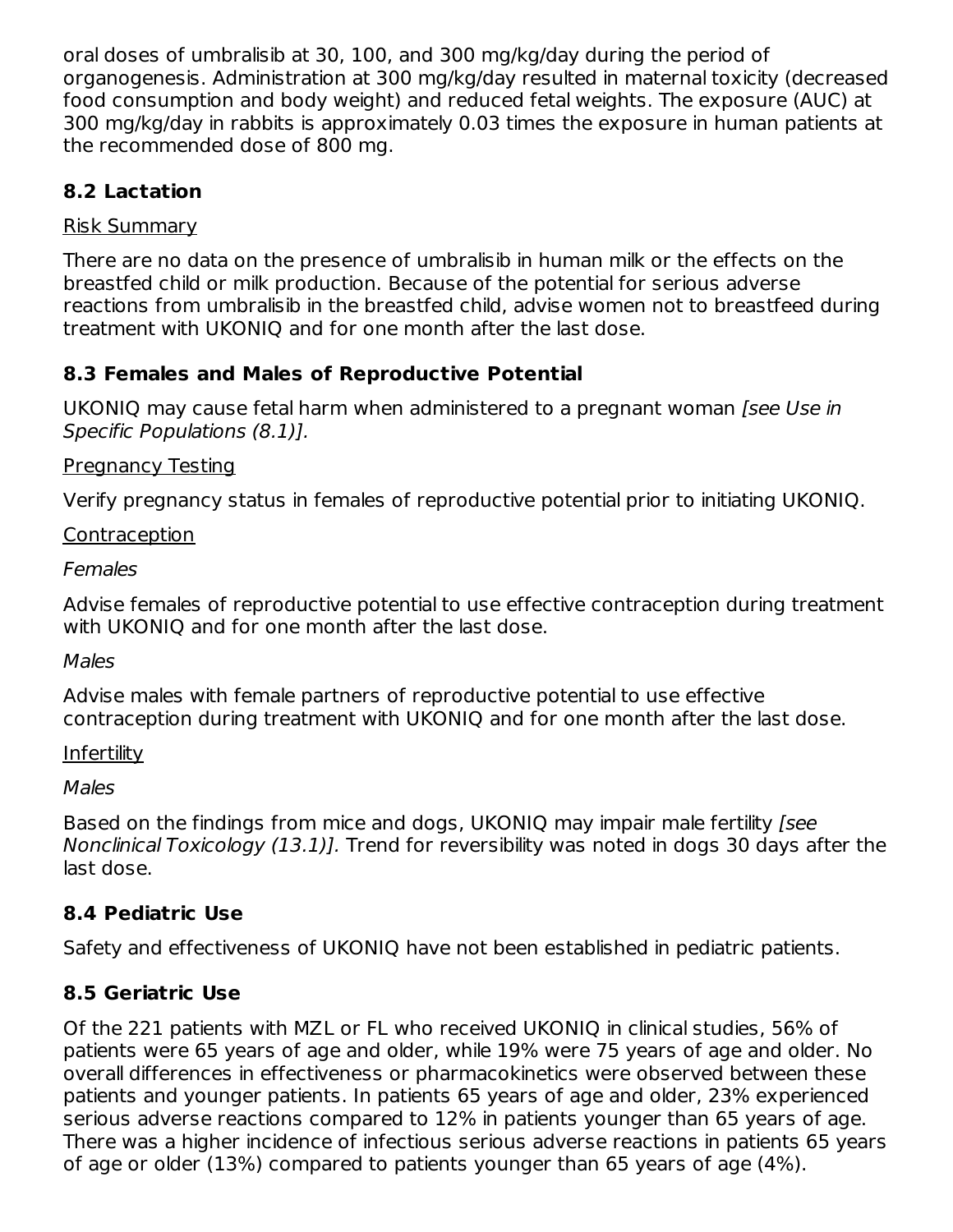oral doses of umbralisib at 30, 100, and 300 mg/kg/day during the period of organogenesis. Administration at 300 mg/kg/day resulted in maternal toxicity (decreased food consumption and body weight) and reduced fetal weights. The exposure (AUC) at 300 mg/kg/day in rabbits is approximately 0.03 times the exposure in human patients at the recommended dose of 800 mg.

## 8.2 Lactation

Risk Summary

There are no data on the presence of umbralisib in human milk or the effects on the breastfed child or milk production. Because of the potential for serious adverse reactions from umbralisib in the breastfed child, advise women not to breastfeed during treatment with UKONIQ and for one month after the last dose.

## 8.3 Females and Males of Reproductive Potential

UKONIQ may cause fetal harm when administered to a pregnant woman *[see Use in Specific Populations (8.1)].*

Pregnancy Testing

Verify pregnancy status in females of reproductive potential prior to initiating UKONIQ.

Contraception

*Females*

Advise females of reproductive potential to use effective contraception during treatment with UKONIQ and for one month after the last dose.

*Males*

Advise males with female partners of reproductive potential to use effective contraception during treatment with UKONIQ and for one month after the last dose.

Infertility

*Males*

Based on the findings from mice and dogs, UKONIQ may impair male fertility *[see Nonclinical Toxicology (13.1)].* Trend for reversibility was noted in dogs 30 days after the last dose.

## 8.4 Pediatric Use

Safety and effectiveness of UKONIQ have not been established in pediatric patients.

## 8.5 Geriatric Use

Of the 221 patients with MZL or FL who received UKONIQ in clinical studies, 56% of patients were 65 years of age and older, while 19% were 75 years of age and older. No overall differences in effectiveness or pharmacokinetics were observed between these patients and younger patients. In patients 65 years of age and older, 23% experienced serious adverse reactions compared to 12% in patients younger than 65 years of age. There was a higher incidence of infectious serious adverse reactions in patients 65 years of age or older (13%) compared to patients younger than 65 years of age (4%).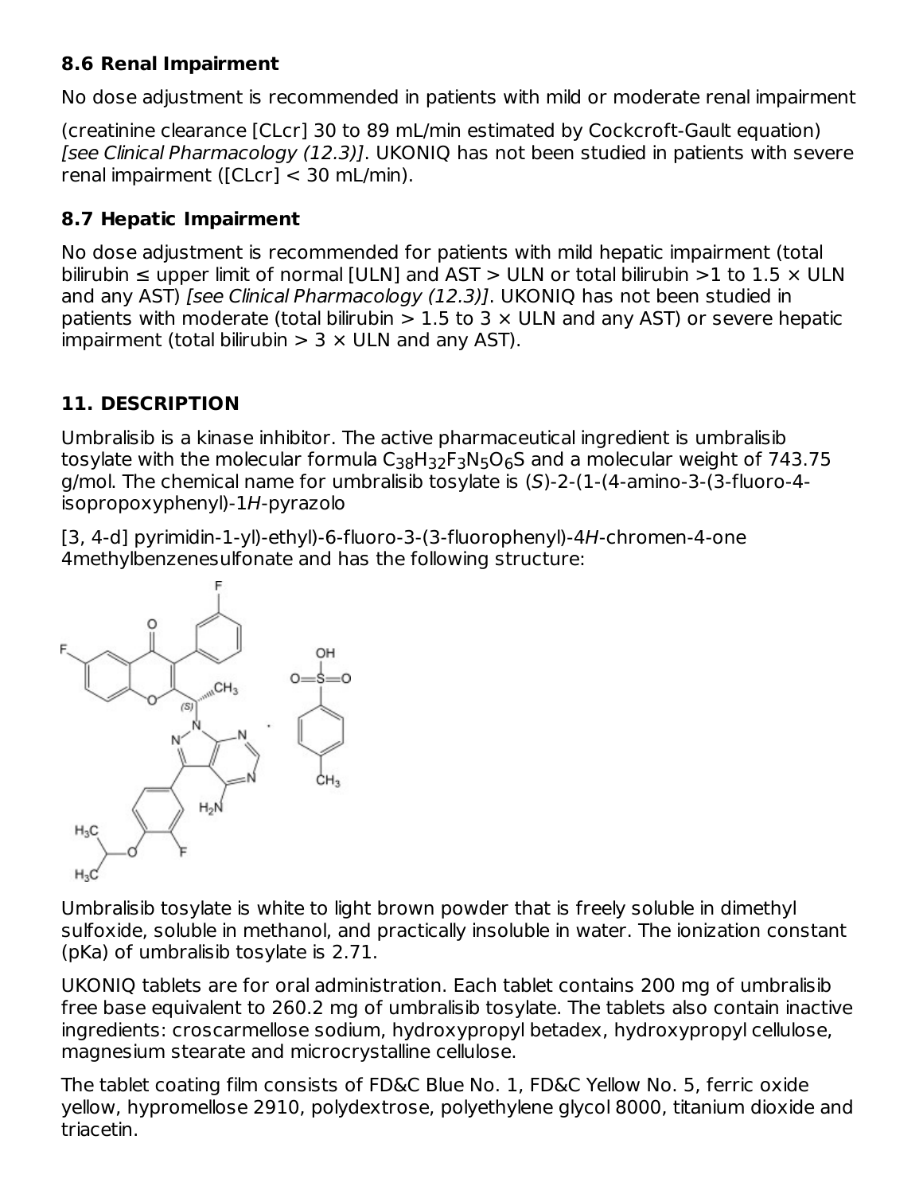### 8.6 Renal Impairment

No dose adjustment is recommended in patients with mild or moderate renal impairment

(creatinine clearance [CLcr] 30 to 89 mL/min estimated by Cockcroft-Gault equation) *[see Clinical Pharmacology (12.3)]*. UKONIQ has not been studied in patients with severe renal impairment ([CLcr] < 30 mL/min).

### 8.7 Hepatic Impairment

No dose adjustment is recommended for patients with mild hepatic impairment (total bilirubin ≤ upper limit of normal [ULN] and AST > ULN or total bilirubin >1 to 1.5 × ULN and any AST) *[see Clinical Pharmacology (12.3)]*. UKONIQ has not been studied in patients with moderate (total bilirubin > 1.5 to 3 × ULN and any AST) or severe hepatic impairment (total bilirubin > 3 × ULN and any AST).

## 11. DESCRIPTION

Umbralisib is a kinase inhibitor. The active pharmaceutical ingredient is umbralisib tosylate with the molecular formula $C_{38}H_{32}F_3N_5O_6S$ and a molecular weight of 743.75 g/mol. The chemical name for umbralisib tosylate is (*S*)-2-(1-(4-amino-3-(3-fluoro-4-isopropoxyphenyl)-1*H*-pyrazolo

[3, 4-d] pyrimidin-1-yl)-ethyl)-6-fluoro-3-(3-fluorophenyl)-4*H*-chromen-4-one 4methylbenzenesulfonate and has the following structure:

Umbralisib tosylate is white to light brown powder that is freely soluble in dimethyl sulfoxide, soluble in methanol, and practically insoluble in water. The ionization constant (pKa) of umbralisib tosylate is 2.71.

UKONIQ tablets are for oral administration. Each tablet contains 200 mg of umbralisib free base equivalent to 260.2 mg of umbralisib tosylate. The tablets also contain inactive ingredients: croscarmellose sodium, hydroxypropyl betadex, hydroxypropyl cellulose, magnesium stearate and microcrystalline cellulose.

The tablet coating film consists of FD&C Blue No. 1, FD&C Yellow No. 5, ferric oxide yellow, hypromellose 2910, polydextrose, polyethylene glycol 8000, titanium dioxide and triacetin.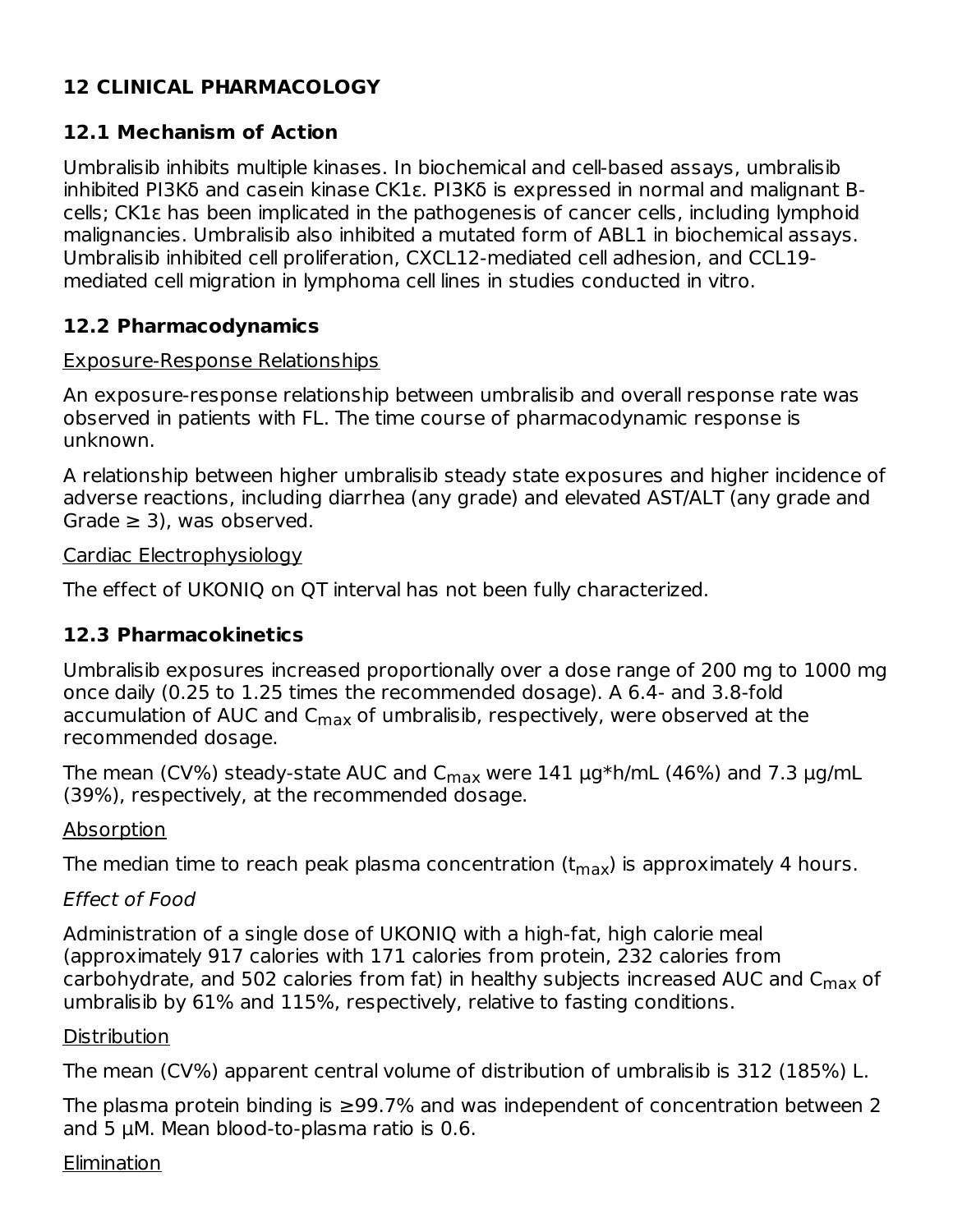## 12 CLINICAL PHARMACOLOGY

### 12.1 Mechanism of Action

Umbralisib inhibits multiple kinases. In biochemical and cell-based assays, umbralisib inhibited PI3Kδ and casein kinase CK1ε. PI3Kδ is expressed in normal and malignant B-cells; CK1ε has been implicated in the pathogenesis of cancer cells, including lymphoid malignancies. Umbralisib also inhibited a mutated form of ABL1 in biochemical assays. Umbralisib inhibited cell proliferation, CXCL12-mediated cell adhesion, and CCL19-mediated cell migration in lymphoma cell lines in studies conducted in vitro.

### 12.2 Pharmacodynamics

Exposure-Response Relationships

An exposure-response relationship between umbralisib and overall response rate was observed in patients with FL. The time course of pharmacodynamic response is unknown.

A relationship between higher umbralisib steady state exposures and higher incidence of adverse reactions, including diarrhea (any grade) and elevated AST/ALT (any grade and Grade ≥ 3), was observed.

Cardiac Electrophysiology

The effect of UKONIQ on QT interval has not been fully characterized.

### 12.3 Pharmacokinetics

Umbralisib exposures increased proportionally over a dose range of 200 mg to 1000 mg once daily (0.25 to 1.25 times the recommended dosage). A 6.4- and 3.8-fold accumulation of AUC and $C_{max}$ of umbralisib, respectively, were observed at the recommended dosage.

The mean (CV%) steady-state AUC and $C_{max}$ were 141 µg*h/mL (46%) and 7.3 µg/mL (39%), respectively, at the recommended dosage.

Absorption

The median time to reach peak plasma concentration ($t_{max}$) is approximately 4 hours.

*Effect of Food*

Administration of a single dose of UKONIQ with a high-fat, high calorie meal (approximately 917 calories with 171 calories from protein, 232 calories from carbohydrate, and 502 calories from fat) in healthy subjects increased AUC and $C_{max}$ of umbralisib by 61% and 115%, respectively, relative to fasting conditions.

Distribution

The mean (CV%) apparent central volume of distribution of umbralisib is 312 (185%) L.

The plasma protein binding is ≥99.7% and was independent of concentration between 2 and 5 µM. Mean blood-to-plasma ratio is 0.6.

Elimination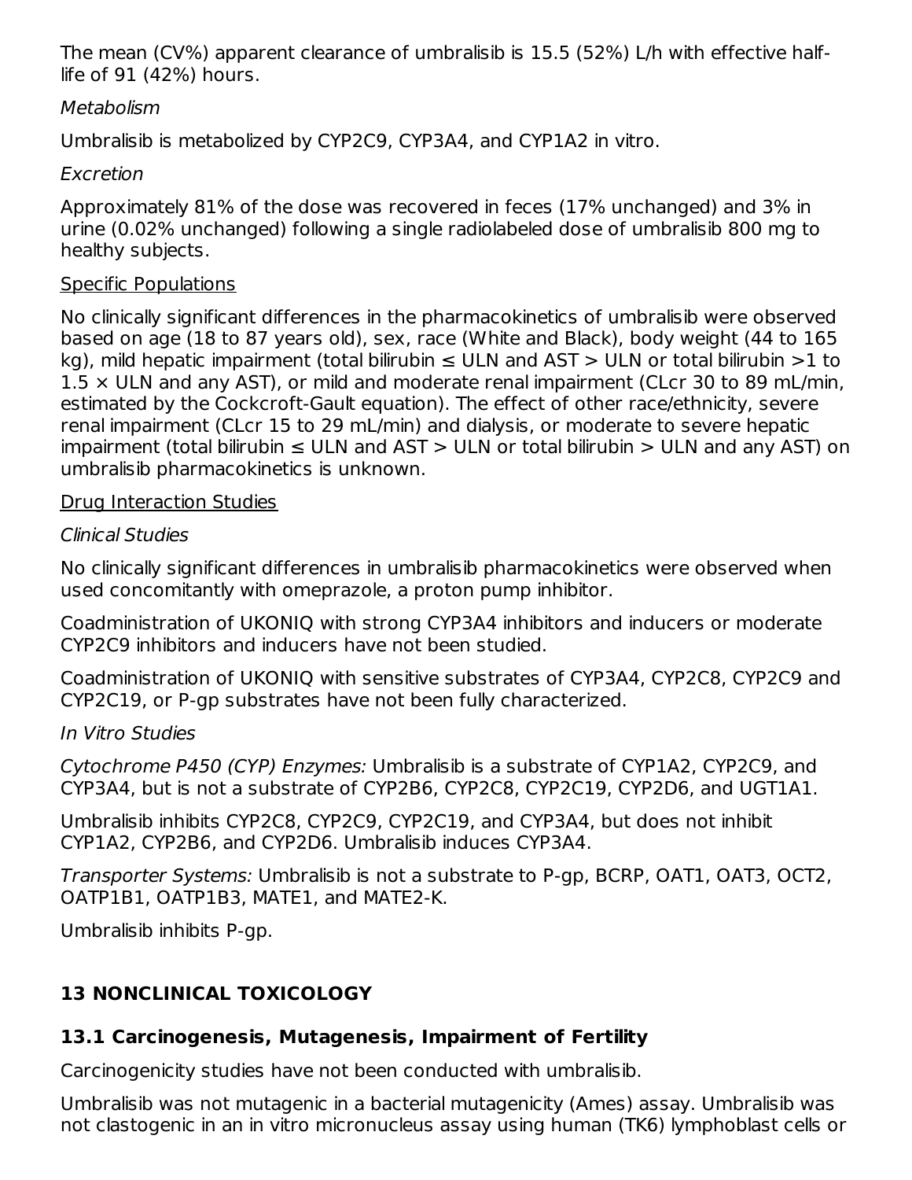The mean (CV%) apparent clearance of umbralisib is 15.5 (52%) L/h with effective half-life of 91 (42%) hours.

*Metabolism*

Umbralisib is metabolized by CYP2C9, CYP3A4, and CYP1A2 in vitro.

*Excretion*

Approximately 81% of the dose was recovered in feces (17% unchanged) and 3% in urine (0.02% unchanged) following a single radiolabeled dose of umbralisib 800 mg to healthy subjects.

Specific Populations

No clinically significant differences in the pharmacokinetics of umbralisib were observed based on age (18 to 87 years old), sex, race (White and Black), body weight (44 to 165 kg), mild hepatic impairment (total bilirubin ≤ ULN and AST > ULN or total bilirubin >1 to 1.5 × ULN and any AST), or mild and moderate renal impairment (CLcr 30 to 89 mL/min, estimated by the Cockcroft-Gault equation). The effect of other race/ethnicity, severe renal impairment (CLcr 15 to 29 mL/min) and dialysis, or moderate to severe hepatic impairment (total bilirubin ≤ ULN and AST > ULN or total bilirubin > ULN and any AST) on umbralisib pharmacokinetics is unknown.

Drug Interaction Studies

*Clinical Studies*

No clinically significant differences in umbralisib pharmacokinetics were observed when used concomitantly with omeprazole, a proton pump inhibitor.

Coadministration of UKONIQ with strong CYP3A4 inhibitors and inducers or moderate CYP2C9 inhibitors and inducers have not been studied.

Coadministration of UKONIQ with sensitive substrates of CYP3A4, CYP2C8, CYP2C9 and CYP2C19, or P-gp substrates have not been fully characterized.

*In Vitro Studies*

*Cytochrome P450 (CYP) Enzymes:* Umbralisib is a substrate of CYP1A2, CYP2C9, and CYP3A4, but is not a substrate of CYP2B6, CYP2C8, CYP2C19, CYP2D6, and UGT1A1.

Umbralisib inhibits CYP2C8, CYP2C9, CYP2C19, and CYP3A4, but does not inhibit CYP1A2, CYP2B6, and CYP2D6. Umbralisib induces CYP3A4.

*Transporter Systems:* Umbralisib is not a substrate to P-gp, BCRP, OAT1, OAT3, OCT2, OATP1B1, OATP1B3, MATE1, and MATE2-K.

Umbralisib inhibits P-gp.

## 13 NONCLINICAL TOXICOLOGY

### 13.1 Carcinogenesis, Mutagenesis, Impairment of Fertility

Carcinogenicity studies have not been conducted with umbralisib.

Umbralisib was not mutagenic in a bacterial mutagenicity (Ames) assay. Umbralisib was not clastogenic in an in vitro micronucleus assay using human (TK6) lymphoblast cells or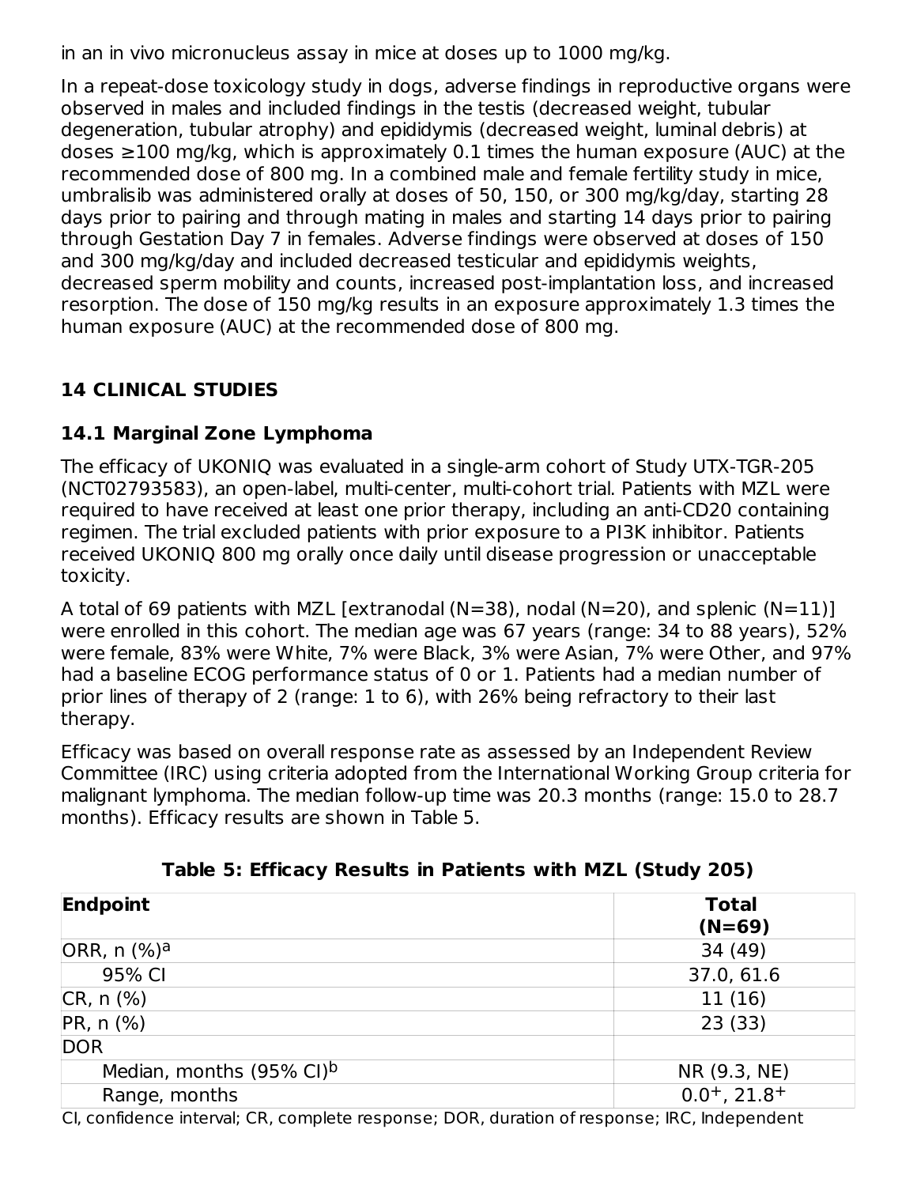in an in vivo micronucleus assay in mice at doses up to 1000 mg/kg.

In a repeat-dose toxicology study in dogs, adverse findings in reproductive organs were observed in males and included findings in the testis (decreased weight, tubular degeneration, tubular atrophy) and epididymis (decreased weight, luminal debris) at doses ≥100 mg/kg, which is approximately 0.1 times the human exposure (AUC) at the recommended dose of 800 mg. In a combined male and female fertility study in mice, umbralisib was administered orally at doses of 50, 150, or 300 mg/kg/day, starting 28 days prior to pairing and through mating in males and starting 14 days prior to pairing through Gestation Day 7 in females. Adverse findings were observed at doses of 150 and 300 mg/kg/day and included decreased testicular and epididymis weights, decreased sperm mobility and counts, increased post-implantation loss, and increased resorption. The dose of 150 mg/kg results in an exposure approximately 1.3 times the human exposure (AUC) at the recommended dose of 800 mg.

## 14 CLINICAL STUDIES

### 14.1 Marginal Zone Lymphoma

The efficacy of UKONIQ was evaluated in a single-arm cohort of Study UTX-TGR-205 (NCT02793583), an open-label, multi-center, multi-cohort trial. Patients with MZL were required to have received at least one prior therapy, including an anti-CD20 containing regimen. The trial excluded patients with prior exposure to a PI3K inhibitor. Patients received UKONIQ 800 mg orally once daily until disease progression or unacceptable toxicity.

A total of 69 patients with MZL [extranodal (N=38), nodal (N=20), and splenic (N=11)] were enrolled in this cohort. The median age was 67 years (range: 34 to 88 years), 52% were female, 83% were White, 7% were Black, 3% were Asian, 7% were Other, and 97% had a baseline ECOG performance status of 0 or 1. Patients had a median number of prior lines of therapy of 2 (range: 1 to 6), with 26% being refractory to their last therapy.

Efficacy was based on overall response rate as assessed by an Independent Review Committee (IRC) using criteria adopted from the International Working Group criteria for malignant lymphoma. The median follow-up time was 20.3 months (range: 15.0 to 28.7 months). Efficacy results are shown in Table 5.

**Table 5: Efficacy Results in Patients with MZL (Study 205)**

| Endpoint | Total (N=69) |
|---|---|
| ORR, n (%)[a] | 34 (49) |
| 95% CI | 37.0, 61.6 |
| CR, n (%) | 11 (16) |
| PR, n (%) | 23 (33) |
| DOR | |
| Median, months (95% CI)[b] | NR (9.3, NE) |
| Range, months | $0.0^{+}$, $21.8^{+}$ |

CI, confidence interval; CR, complete response; DOR, duration of response; IRC, Independent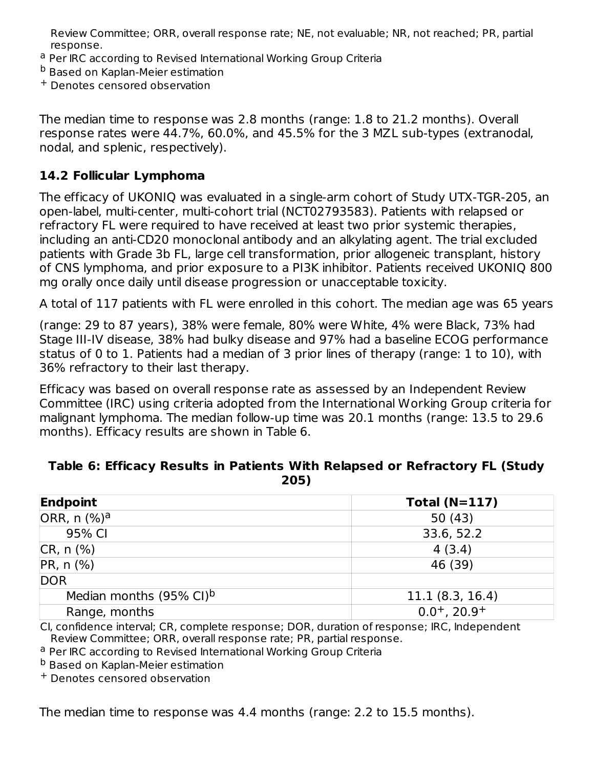Review Committee; ORR, overall response rate; NE, not evaluable; NR, not reached; PR, partial response.

[a] Per IRC according to Revised International Working Group Criteria

[b] Based on Kaplan-Meier estimation

$^{+}$ Denotes censored observation

The median time to response was 2.8 months (range: 1.8 to 21.2 months). Overall response rates were 44.7%, 60.0%, and 45.5% for the 3 MZL sub-types (extranodal, nodal, and splenic, respectively).

### 14.2 Follicular Lymphoma

The efficacy of UKONIQ was evaluated in a single-arm cohort of Study UTX-TGR-205, an open-label, multi-center, multi-cohort trial (NCT02793583). Patients with relapsed or refractory FL were required to have received at least two prior systemic therapies, including an anti-CD20 monoclonal antibody and an alkylating agent. The trial excluded patients with Grade 3b FL, large cell transformation, prior allogeneic transplant, history of CNS lymphoma, and prior exposure to a PI3K inhibitor. Patients received UKONIQ 800 mg orally once daily until disease progression or unacceptable toxicity.

A total of 117 patients with FL were enrolled in this cohort. The median age was 65 years

(range: 29 to 87 years), 38% were female, 80% were White, 4% were Black, 73% had Stage III-IV disease, 38% had bulky disease and 97% had a baseline ECOG performance status of 0 to 1. Patients had a median of 3 prior lines of therapy (range: 1 to 10), with 36% refractory to their last therapy.

Efficacy was based on overall response rate as assessed by an Independent Review Committee (IRC) using criteria adopted from the International Working Group criteria for malignant lymphoma. The median follow-up time was 20.1 months (range: 13.5 to 29.6 months). Efficacy results are shown in Table 6.

**Table 6: Efficacy Results in Patients With Relapsed or Refractory FL (Study 205)**

| Endpoint | Total (N=117) |
|---|---|
| ORR, n (%)[a] | 50 (43) |
| 95% CI | 33.6, 52.2 |
| CR, n (%) | 4 (3.4) |
| PR, n (%) | 46 (39) |
| DOR | |
| Median months (95% CI)[b] | 11.1 (8.3, 16.4) |
| Range, months | $0.0^{+}$, $20.9^{+}$ |

CI, confidence interval; CR, complete response; DOR, duration of response; IRC, Independent Review Committee; ORR, overall response rate; PR, partial response.

[a] Per IRC according to Revised International Working Group Criteria

[b] Based on Kaplan-Meier estimation

$^{+}$ Denotes censored observation

The median time to response was 4.4 months (range: 2.2 to 15.5 months).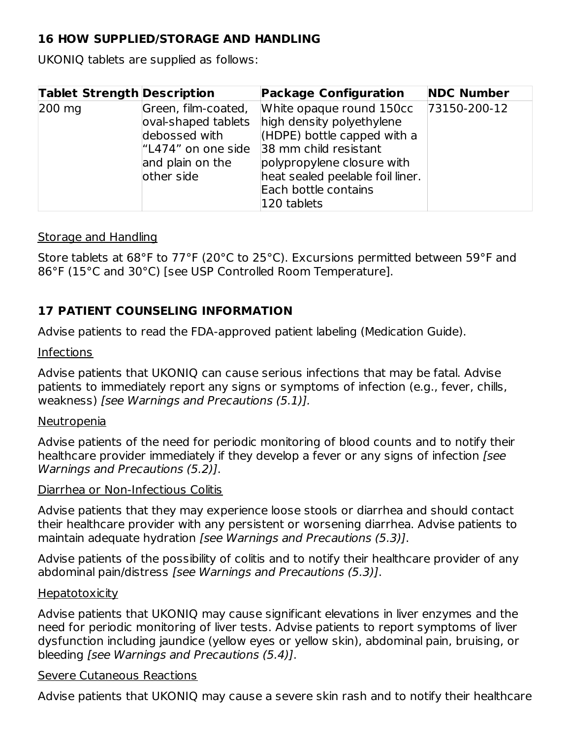## 16 HOW SUPPLIED/STORAGE AND HANDLING

UKONIQ tablets are supplied as follows:

| Tablet Strength | Description | Package Configuration | NDC Number |
|---|---|---|---|
| 200 mg | Green, film-coated, oval-shaped tablets debossed with "L474" on one side and plain on the other side | White opaque round 150cc high density polyethylene (HDPE) bottle capped with a 38 mm child resistant polypropylene closure with heat sealed peelable foil liner. Each bottle contains 120 tablets | 73150-200-12 |

Storage and Handling

Store tablets at 68°F to 77°F (20°C to 25°C). Excursions permitted between 59°F and 86°F (15°C and 30°C) [see USP Controlled Room Temperature].

## 17 PATIENT COUNSELING INFORMATION

Advise patients to read the FDA-approved patient labeling (Medication Guide).

Infections

Advise patients that UKONIQ can cause serious infections that may be fatal. Advise patients to immediately report any signs or symptoms of infection (e.g., fever, chills, weakness) *[see Warnings and Precautions (5.1)].*

Neutropenia

Advise patients of the need for periodic monitoring of blood counts and to notify their healthcare provider immediately if they develop a fever or any signs of infection *[see Warnings and Precautions (5.2)]*.

Diarrhea or Non-Infectious Colitis

Advise patients that they may experience loose stools or diarrhea and should contact their healthcare provider with any persistent or worsening diarrhea. Advise patients to maintain adequate hydration *[see Warnings and Precautions (5.3)]*.

Advise patients of the possibility of colitis and to notify their healthcare provider of any abdominal pain/distress *[see Warnings and Precautions (5.3)]*.

Hepatotoxicity

Advise patients that UKONIQ may cause significant elevations in liver enzymes and the need for periodic monitoring of liver tests. Advise patients to report symptoms of liver dysfunction including jaundice (yellow eyes or yellow skin), abdominal pain, bruising, or bleeding *[see Warnings and Precautions (5.4)]*.

Severe Cutaneous Reactions

Advise patients that UKONIQ may cause a severe skin rash and to notify their healthcare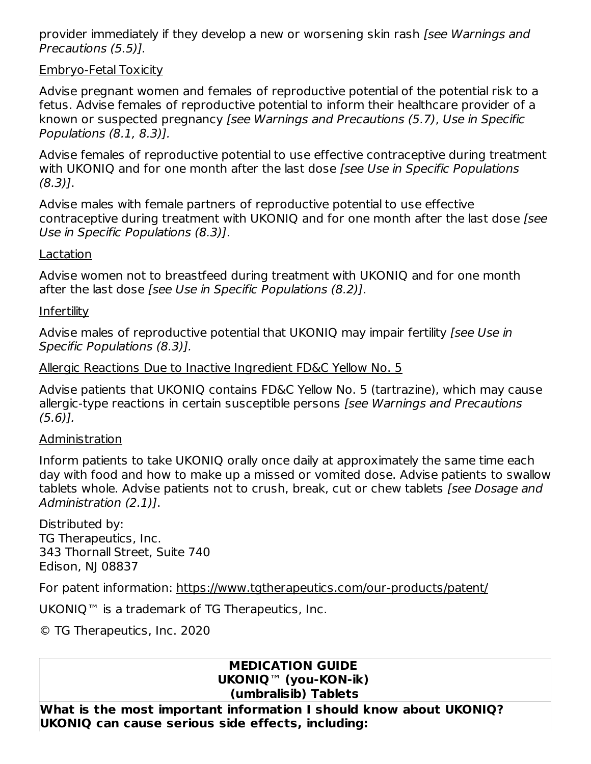provider immediately if they develop a new or worsening skin rash *[see Warnings and Precautions (5.5)].*

Embryo-Fetal Toxicity

Advise pregnant women and females of reproductive potential of the potential risk to a fetus. Advise females of reproductive potential to inform their healthcare provider of a known or suspected pregnancy *[see Warnings and Precautions (5.7), Use in Specific Populations (8.1, 8.3)].*

Advise females of reproductive potential to use effective contraceptive during treatment with UKONIQ and for one month after the last dose *[see Use in Specific Populations (8.3)]*.

Advise males with female partners of reproductive potential to use effective contraceptive during treatment with UKONIQ and for one month after the last dose *[see Use in Specific Populations (8.3)]*.

Lactation

Advise women not to breastfeed during treatment with UKONIQ and for one month after the last dose *[see Use in Specific Populations (8.2)]*.

Infertility

Advise males of reproductive potential that UKONIQ may impair fertility *[see Use in Specific Populations (8.3)].*

Allergic Reactions Due to Inactive Ingredient FD&C Yellow No. 5

Advise patients that UKONIQ contains FD&C Yellow No. 5 (tartrazine), which may cause allergic-type reactions in certain susceptible persons *[see Warnings and Precautions (5.6)].*

Administration

Inform patients to take UKONIQ orally once daily at approximately the same time each day with food and how to make up a missed or vomited dose. Advise patients to swallow tablets whole. Advise patients not to crush, break, cut or chew tablets *[see Dosage and Administration (2.1)]*.

Distributed by:
TG Therapeutics, Inc.
343 Thornall Street, Suite 740
Edison, NJ 08837

For patent information: https://www.tgtherapeutics.com/our-products/patent/

UKONIQ™ is a trademark of TG Therapeutics, Inc.

© TG Therapeutics, Inc. 2020

**MEDICATION GUIDE**
**UKONIQ™ (you-KON-ik)**
**(umbralisib) Tablets**

**What is the most important information I should know about UKONIQ?**
**UKONIQ can cause serious side effects, including:**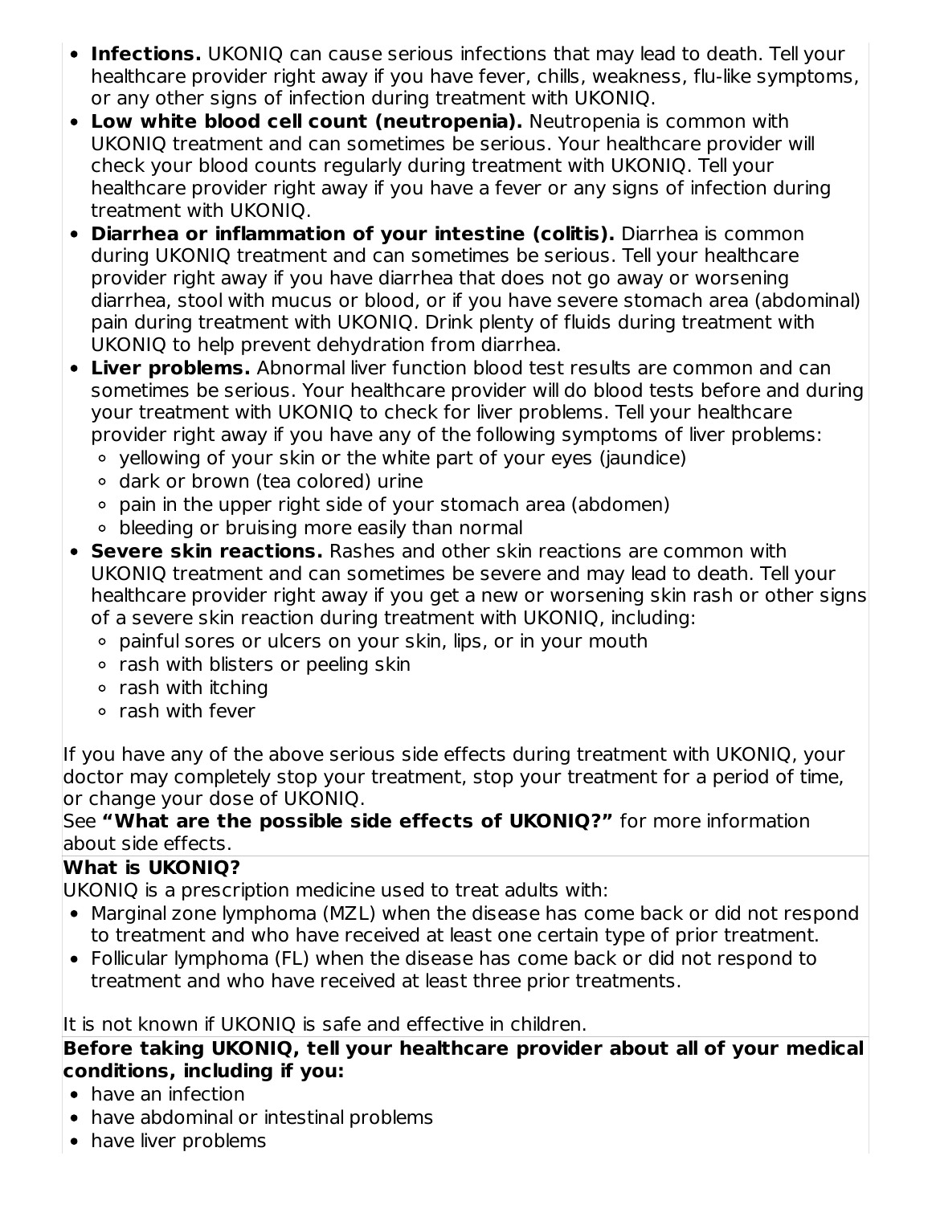- **Infections.** UKONIQ can cause serious infections that may lead to death. Tell your healthcare provider right away if you have fever, chills, weakness, flu-like symptoms, or any other signs of infection during treatment with UKONIQ.
- **Low white blood cell count (neutropenia).** Neutropenia is common with UKONIQ treatment and can sometimes be serious. Your healthcare provider will check your blood counts regularly during treatment with UKONIQ. Tell your healthcare provider right away if you have a fever or any signs of infection during treatment with UKONIQ.
- **Diarrhea or inflammation of your intestine (colitis).** Diarrhea is common during UKONIQ treatment and can sometimes be serious. Tell your healthcare provider right away if you have diarrhea that does not go away or worsening diarrhea, stool with mucus or blood, or if you have severe stomach area (abdominal) pain during treatment with UKONIQ. Drink plenty of fluids during treatment with UKONIQ to help prevent dehydration from diarrhea.
- **Liver problems.** Abnormal liver function blood test results are common and can sometimes be serious. Your healthcare provider will do blood tests before and during your treatment with UKONIQ to check for liver problems. Tell your healthcare provider right away if you have any of the following symptoms of liver problems:
  - yellowing of your skin or the white part of your eyes (jaundice)
  - dark or brown (tea colored) urine
  - pain in the upper right side of your stomach area (abdomen)
  - bleeding or bruising more easily than normal
- **Severe skin reactions.** Rashes and other skin reactions are common with UKONIQ treatment and can sometimes be severe and may lead to death. Tell your healthcare provider right away if you get a new or worsening skin rash or other signs of a severe skin reaction during treatment with UKONIQ, including:
  - painful sores or ulcers on your skin, lips, or in your mouth
  - rash with blisters or peeling skin
  - rash with itching
  - rash with fever

If you have any of the above serious side effects during treatment with UKONIQ, your doctor may completely stop your treatment, stop your treatment for a period of time, or change your dose of UKONIQ.

See **"What are the possible side effects of UKONIQ?"** for more information about side effects.

**What is UKONIQ?**

UKONIQ is a prescription medicine used to treat adults with:

- Marginal zone lymphoma (MZL) when the disease has come back or did not respond to treatment and who have received at least one certain type of prior treatment.
- Follicular lymphoma (FL) when the disease has come back or did not respond to treatment and who have received at least three prior treatments.

It is not known if UKONIQ is safe and effective in children.

**Before taking UKONIQ, tell your healthcare provider about all of your medical conditions, including if you:**

- have an infection
- have abdominal or intestinal problems
- have liver problems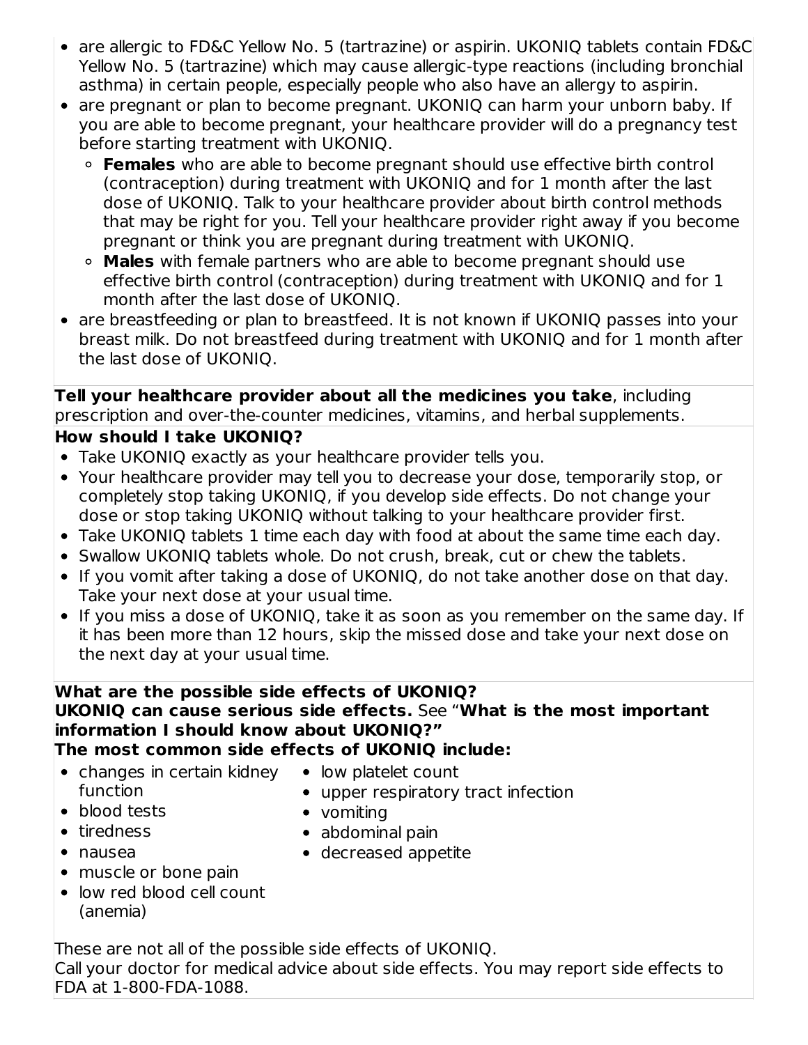- are allergic to FD&C Yellow No. 5 (tartrazine) or aspirin. UKONIQ tablets contain FD&C Yellow No. 5 (tartrazine) which may cause allergic-type reactions (including bronchial asthma) in certain people, especially people who also have an allergy to aspirin.
- are pregnant or plan to become pregnant. UKONIQ can harm your unborn baby. If you are able to become pregnant, your healthcare provider will do a pregnancy test before starting treatment with UKONIQ.
  - **Females** who are able to become pregnant should use effective birth control (contraception) during treatment with UKONIQ and for 1 month after the last dose of UKONIQ. Talk to your healthcare provider about birth control methods that may be right for you. Tell your healthcare provider right away if you become pregnant or think you are pregnant during treatment with UKONIQ.
  - **Males** with female partners who are able to become pregnant should use effective birth control (contraception) during treatment with UKONIQ and for 1 month after the last dose of UKONIQ.
- are breastfeeding or plan to breastfeed. It is not known if UKONIQ passes into your breast milk. Do not breastfeed during treatment with UKONIQ and for 1 month after the last dose of UKONIQ.

**Tell your healthcare provider about all the medicines you take**, including prescription and over-the-counter medicines, vitamins, and herbal supplements.

**How should I take UKONIQ?**

- Take UKONIQ exactly as your healthcare provider tells you.
- Your healthcare provider may tell you to decrease your dose, temporarily stop, or completely stop taking UKONIQ, if you develop side effects. Do not change your dose or stop taking UKONIQ without talking to your healthcare provider first.
- Take UKONIQ tablets 1 time each day with food at about the same time each day.
- Swallow UKONIQ tablets whole. Do not crush, break, cut or chew the tablets.
- If you vomit after taking a dose of UKONIQ, do not take another dose on that day. Take your next dose at your usual time.
- If you miss a dose of UKONIQ, take it as soon as you remember on the same day. If it has been more than 12 hours, skip the missed dose and take your next dose on the next day at your usual time.

**What are the possible side effects of UKONIQ?**

**UKONIQ can cause serious side effects.** See "**What is the most important information I should know about UKONIQ?"**

**The most common side effects of UKONIQ include:**

- changes in certain kidney function
- blood tests
- tiredness
- nausea
- muscle or bone pain
- low red blood cell count (anemia)
- low platelet count
- upper respiratory tract infection
- vomiting
- abdominal pain
- decreased appetite

These are not all of the possible side effects of UKONIQ.

Call your doctor for medical advice about side effects. You may report side effects to FDA at 1-800-FDA-1088.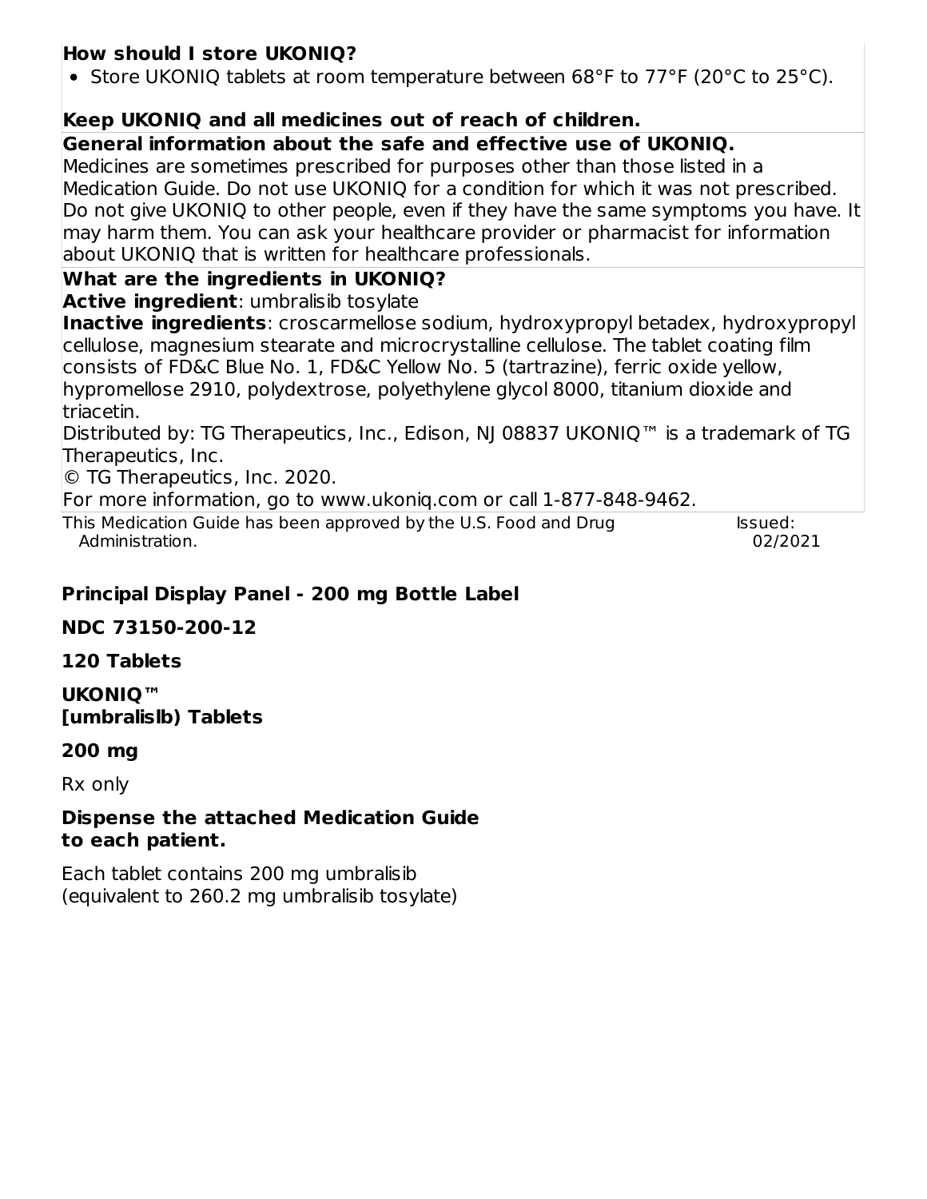**How should I store UKONIQ?**

- Store UKONIQ tablets at room temperature between 68°F to 77°F (20°C to 25°C).

**Keep UKONIQ and all medicines out of reach of children.**

**General information about the safe and effective use of UKONIQ.**

Medicines are sometimes prescribed for purposes other than those listed in a Medication Guide. Do not use UKONIQ for a condition for which it was not prescribed. Do not give UKONIQ to other people, even if they have the same symptoms you have. It may harm them. You can ask your healthcare provider or pharmacist for information about UKONIQ that is written for healthcare professionals.

**What are the ingredients in UKONIQ?**

**Active ingredient**: umbralisib tosylate

**Inactive ingredients**: croscarmellose sodium, hydroxypropyl betadex, hydroxypropyl cellulose, magnesium stearate and microcrystalline cellulose. The tablet coating film consists of FD&C Blue No. 1, FD&C Yellow No. 5 (tartrazine), ferric oxide yellow, hypromellose 2910, polydextrose, polyethylene glycol 8000, titanium dioxide and triacetin.

Distributed by: TG Therapeutics, Inc., Edison, NJ 08837 UKONIQ™ is a trademark of TG Therapeutics, Inc.

© TG Therapeutics, Inc. 2020.

For more information, go to www.ukoniq.com or call 1-877-848-9462.

This Medication Guide has been approved by the U.S. Food and Drug Administration. Issued: 02/2021

**Principal Display Panel - 200 mg Bottle Label**

**NDC 73150-200-12**

**120 Tablets**

**UKONIQ™**
**[umbralislb) Tablets**

**200 mg**

Rx only

**Dispense the attached Medication Guide to each patient.**

Each tablet contains 200 mg umbralisib
(equivalent to 260.2 mg umbralisib tosylate)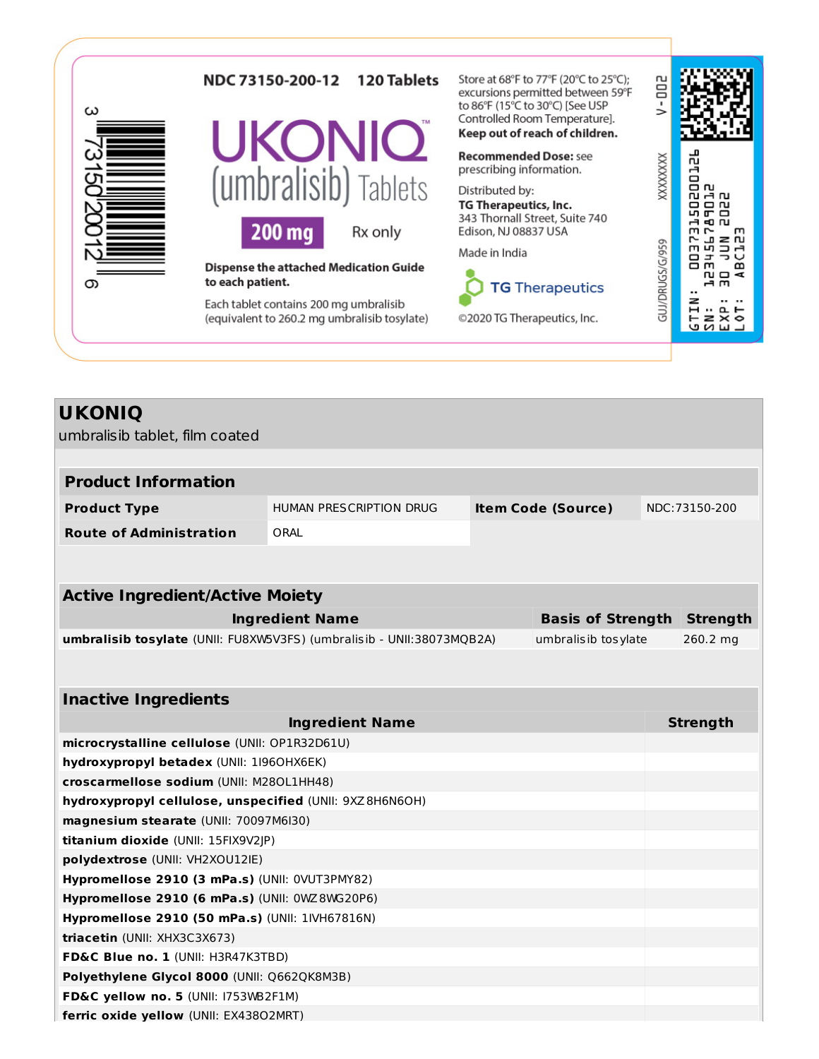NDC 73150-200-12 120 Tablets

**UKONIQ™**

(umbralisib) Tablets

**200 mg** Rx only

**Dispense the attached Medication Guide to each patient.**

Each tablet contains 200 mg umbralisib (equivalent to 260.2 mg umbralisib tosylate)

Store at 68°F to 77°F (20°C to 25°C); excursions permitted between 59°F to 86°F (15°C to 30°C) [See USP Controlled Room Temperature].

**Keep out of reach of children.**

**Recommended Dose:** see prescribing information.

Distributed by:
**TG Therapeutics, Inc.**
343 Thornall Street, Suite 740
Edison, NJ 08837 USA

Made in India

TG Therapeutics

©2020 TG Therapeutics, Inc.

GUJ/DRUGS/G/959 XXXXXXX V-002

3 73150 20012 6

GTIN: 00373150200126
SN: 12345678901​2
EXP: 30 JUN 2022
LOT: ABC123

## UKONIQ

umbralisib tablet, film coated

| **Product Information** | | | |
|---|---|---|---|
| **Product Type** | HUMAN PRESCRIPTION DRUG | **Item Code (Source)** | NDC:73150-200 |
| **Route of Administration** | ORAL | | |

| **Active Ingredient/Active Moiety** | | |
|---|---|---|
| **Ingredient Name** | **Basis of Strength** | **Strength** |
| **umbralisib tosylate** (UNII: FU8XW5V3FS) (umbralisib - UNII:38073MQB2A) | umbralisib tosylate | 260.2 mg |

| **Inactive Ingredients** | |
|---|---|
| **Ingredient Name** | **Strength** |
| **microcrystalline cellulose** (UNII: OP1R32D61U) | |
| **hydroxypropyl betadex** (UNII: 1I96OHX6EK) | |
| **croscarmellose sodium** (UNII: M28OL1HH48) | |
| **hydroxypropyl cellulose, unspecified** (UNII: 9XZ8H6N6OH) | |
| **magnesium stearate** (UNII: 70097M6I30) | |
| **titanium dioxide** (UNII: 15FIX9V2JP) | |
| **polydextrose** (UNII: VH2XOU12IE) | |
| **Hypromellose 2910 (3 mPa.s)** (UNII: 0VUT3PMY82) | |
| **Hypromellose 2910 (6 mPa.s)** (UNII: 0WZ8WG20P6) | |
| **Hypromellose 2910 (50 mPa.s)** (UNII: 1IVH67816N) | |
| **triacetin** (UNII: XHX3C3X673) | |
| **FD&C Blue no. 1** (UNII: H3R47K3TBD) | |
| **Polyethylene Glycol 8000** (UNII: Q662QK8M3B) | |
| **FD&C yellow no. 5** (UNII: I753WB2F1M) | |
| **ferric oxide yellow** (UNII: EX438O2MRT) | |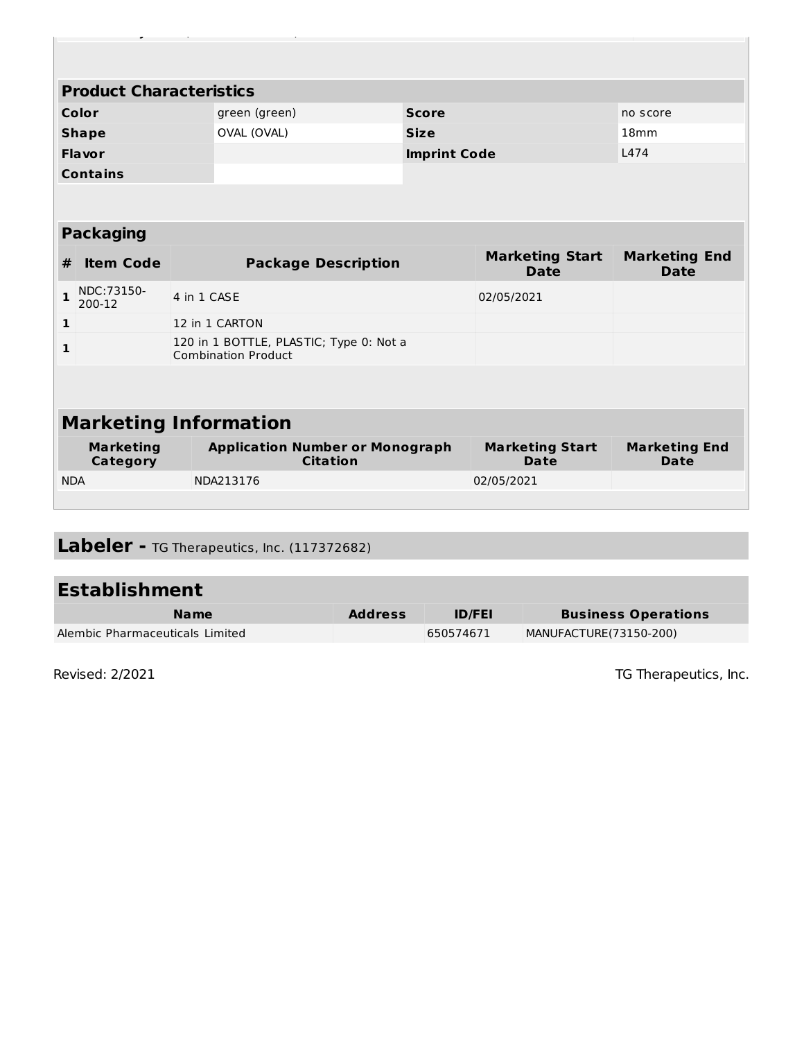## Product Characteristics

| | | | |
|---|---|---|---|
| **Color** | green (green) | **Score** | no score |
| **Shape** | OVAL (OVAL) | **Size** | 18mm |
| **Flavor** | | **Imprint Code** | L474 |
| **Contains** | | | |

## Packaging

| # | Item Code | Package Description | Marketing Start Date | Marketing End Date |
|---|---|---|---|---|
| 1 | NDC:73150-200-12 | 4 in 1 CASE | 02/05/2021 | |
| 1 | | 12 in 1 CARTON | | |
| 1 | | 120 in 1 BOTTLE, PLASTIC; Type 0: Not a Combination Product | | |

## Marketing Information

| Marketing Category | Application Number or Monograph Citation | Marketing Start Date | Marketing End Date |
|---|---|---|---|
| NDA | NDA213176 | 02/05/2021 | |

## Labeler - TG Therapeutics, Inc. (117372682)

## Establishment

| Name | Address | ID/FEI | Business Operations |
|---|---|---|---|
| Alembic Pharmaceuticals Limited | | 650574671 | MANUFACTURE(73150-200) |

Revised: 2/2021

TG Therapeutics, Inc.